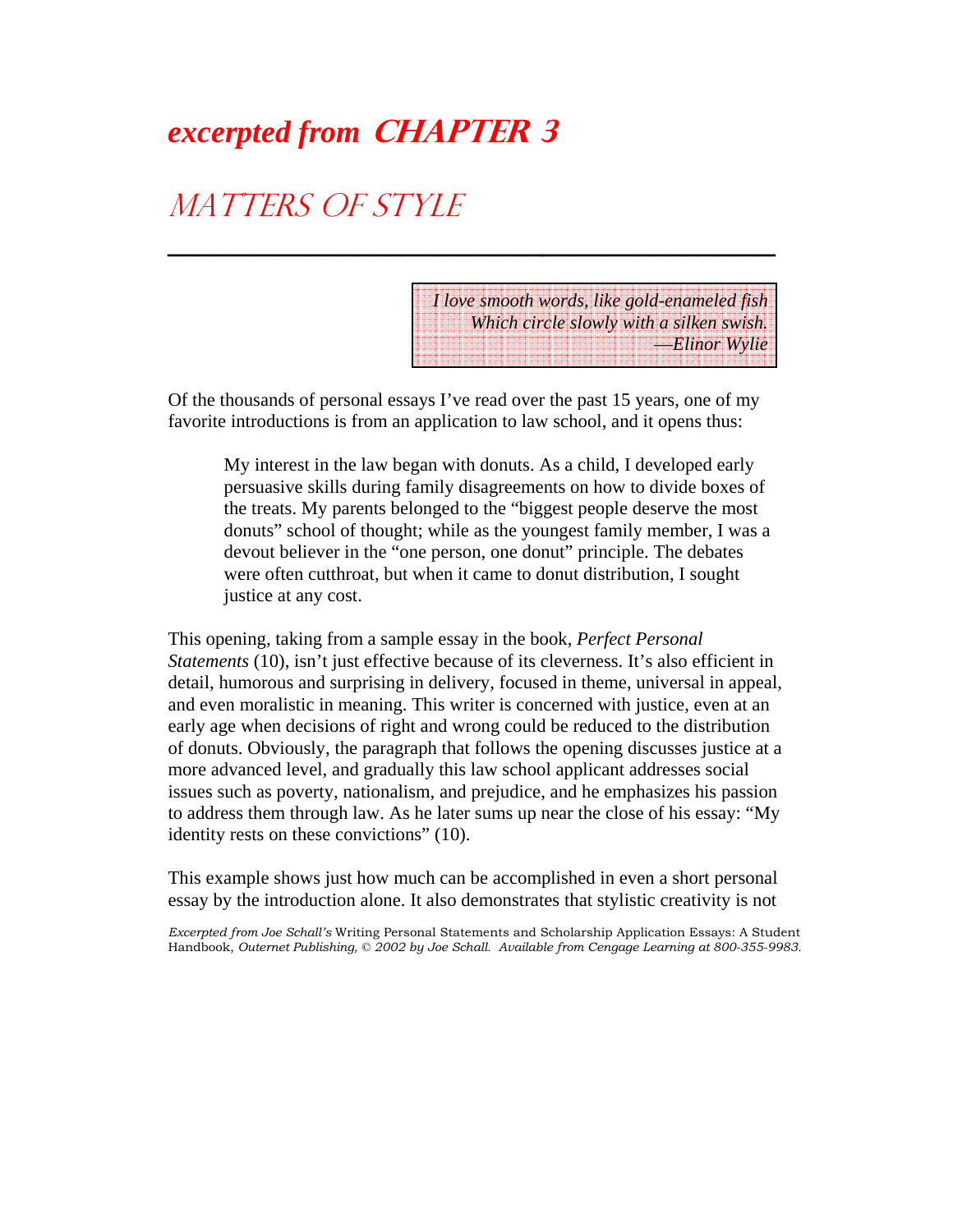# *excerpted from* CHAPTER 3

## MATTERS OF STYLE

> *I love smooth words, like gold-enameled fish*
> *Which circle slowly with a silken swish.*
> *—Elinor Wylie*

Of the thousands of personal essays I've read over the past 15 years, one of my favorite introductions is from an application to law school, and it opens thus:

> My interest in the law began with donuts. As a child, I developed early persuasive skills during family disagreements on how to divide boxes of the treats. My parents belonged to the "biggest people deserve the most donuts" school of thought; while as the youngest family member, I was a devout believer in the "one person, one donut" principle. The debates were often cutthroat, but when it came to donut distribution, I sought justice at any cost.

This opening, taking from a sample essay in the book, *Perfect Personal Statements* (10), isn't just effective because of its cleverness. It's also efficient in detail, humorous and surprising in delivery, focused in theme, universal in appeal, and even moralistic in meaning. This writer is concerned with justice, even at an early age when decisions of right and wrong could be reduced to the distribution of donuts. Obviously, the paragraph that follows the opening discusses justice at a more advanced level, and gradually this law school applicant addresses social issues such as poverty, nationalism, and prejudice, and he emphasizes his passion to address them through law. As he later sums up near the close of his essay: "My identity rests on these convictions" (10).

This example shows just how much can be accomplished in even a short personal essay by the introduction alone. It also demonstrates that stylistic creativity is not

*Excerpted from Joe Schall's* Writing Personal Statements and Scholarship Application Essays: A Student Handbook, *Outernet Publishing, © 2002 by Joe Schall. Available from Cengage Learning at 800-355-9983.*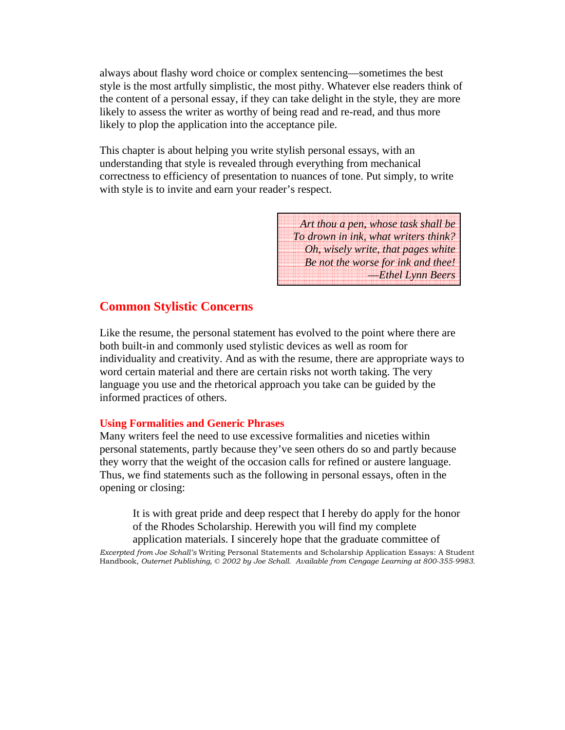always about flashy word choice or complex sentencing—sometimes the best style is the most artfully simplistic, the most pithy. Whatever else readers think of the content of a personal essay, if they can take delight in the style, they are more likely to assess the writer as worthy of being read and re-read, and thus more likely to plop the application into the acceptance pile.

This chapter is about helping you write stylish personal essays, with an understanding that style is revealed through everything from mechanical correctness to efficiency of presentation to nuances of tone. Put simply, to write with style is to invite and earn your reader's respect.

> *Art thou a pen, whose task shall be*
> *To drown in ink, what writers think?*
> *Oh, wisely write, that pages white*
> *Be not the worse for ink and thee!*
> *—Ethel Lynn Beers*

## Common Stylistic Concerns

Like the resume, the personal statement has evolved to the point where there are both built-in and commonly used stylistic devices as well as room for individuality and creativity. And as with the resume, there are appropriate ways to word certain material and there are certain risks not worth taking. The very language you use and the rhetorical approach you take can be guided by the informed practices of others.

### Using Formalities and Generic Phrases

Many writers feel the need to use excessive formalities and niceties within personal statements, partly because they've seen others do so and partly because they worry that the weight of the occasion calls for refined or austere language. Thus, we find statements such as the following in personal essays, often in the opening or closing:

> It is with great pride and deep respect that I hereby do apply for the honor of the Rhodes Scholarship. Herewith you will find my complete application materials. I sincerely hope that the graduate committee of

*Excerpted from Joe Schall's* Writing Personal Statements and Scholarship Application Essays: A Student Handbook, *Outernet Publishing, © 2002 by Joe Schall. Available from Cengage Learning at 800-355-9983.*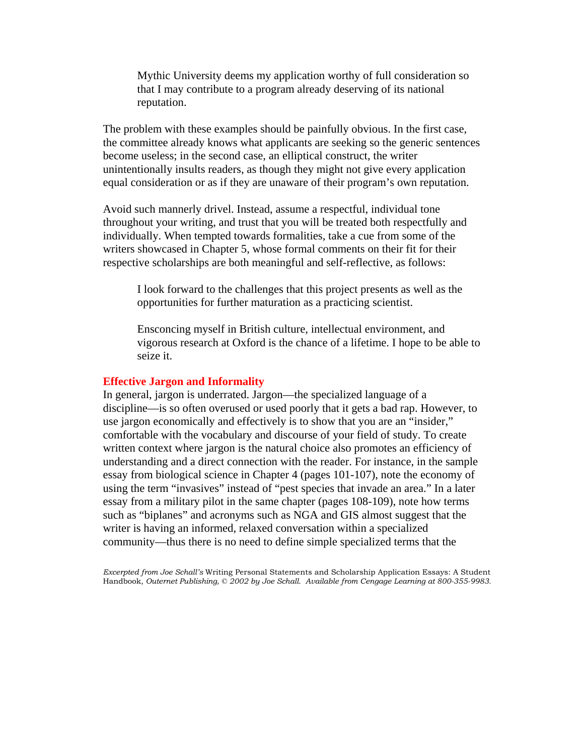> Mythic University deems my application worthy of full consideration so that I may contribute to a program already deserving of its national reputation.

The problem with these examples should be painfully obvious. In the first case, the committee already knows what applicants are seeking so the generic sentences become useless; in the second case, an elliptical construct, the writer unintentionally insults readers, as though they might not give every application equal consideration or as if they are unaware of their program's own reputation.

Avoid such mannerly drivel. Instead, assume a respectful, individual tone throughout your writing, and trust that you will be treated both respectfully and individually. When tempted towards formalities, take a cue from some of the writers showcased in Chapter 5, whose formal comments on their fit for their respective scholarships are both meaningful and self-reflective, as follows:

> I look forward to the challenges that this project presents as well as the opportunities for further maturation as a practicing scientist.

> Ensconcing myself in British culture, intellectual environment, and vigorous research at Oxford is the chance of a lifetime. I hope to be able to seize it.

## Effective Jargon and Informality

In general, jargon is underrated. Jargon—the specialized language of a discipline—is so often overused or used poorly that it gets a bad rap. However, to use jargon economically and effectively is to show that you are an "insider," comfortable with the vocabulary and discourse of your field of study. To create written context where jargon is the natural choice also promotes an efficiency of understanding and a direct connection with the reader. For instance, in the sample essay from biological science in Chapter 4 (pages 101-107), note the economy of using the term "invasives" instead of "pest species that invade an area." In a later essay from a military pilot in the same chapter (pages 108-109), note how terms such as "biplanes" and acronyms such as NGA and GIS almost suggest that the writer is having an informed, relaxed conversation within a specialized community—thus there is no need to define simple specialized terms that the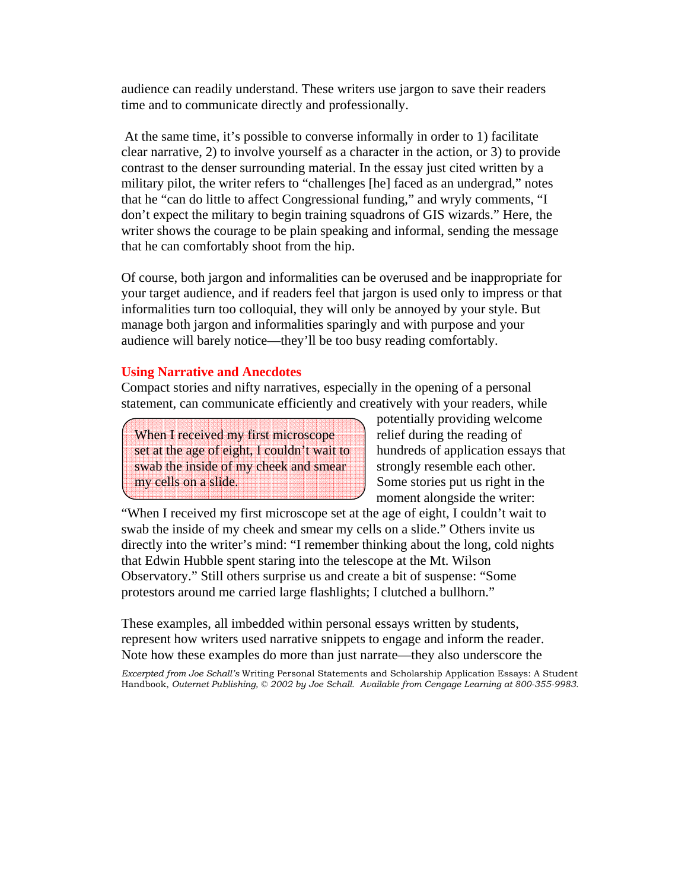audience can readily understand. These writers use jargon to save their readers time and to communicate directly and professionally.

At the same time, it's possible to converse informally in order to 1) facilitate clear narrative, 2) to involve yourself as a character in the action, or 3) to provide contrast to the denser surrounding material. In the essay just cited written by a military pilot, the writer refers to "challenges [he] faced as an undergrad," notes that he "can do little to affect Congressional funding," and wryly comments, "I don't expect the military to begin training squadrons of GIS wizards." Here, the writer shows the courage to be plain speaking and informal, sending the message that he can comfortably shoot from the hip.

Of course, both jargon and informalities can be overused and be inappropriate for your target audience, and if readers feel that jargon is used only to impress or that informalities turn too colloquial, they will only be annoyed by your style. But manage both jargon and informalities sparingly and with purpose and your audience will barely notice—they'll be too busy reading comfortably.

## Using Narrative and Anecdotes

Compact stories and nifty narratives, especially in the opening of a personal statement, can communicate efficiently and creatively with your readers, while potentially providing welcome relief during the reading of hundreds of application essays that strongly resemble each other. Some stories put us right in the moment alongside the writer: "When I received my first microscope set at the age of eight, I couldn't wait to swab the inside of my cheek and smear my cells on a slide." Others invite us directly into the writer's mind: "I remember thinking about the long, cold nights that Edwin Hubble spent staring into the telescope at the Mt. Wilson Observatory." Still others surprise us and create a bit of suspense: "Some protestors around me carried large flashlights; I clutched a bullhorn."

> When I received my first microscope set at the age of eight, I couldn't wait to swab the inside of my cheek and smear my cells on a slide.

These examples, all imbedded within personal essays written by students, represent how writers used narrative snippets to engage and inform the reader. Note how these examples do more than just narrate—they also underscore the

*Excerpted from Joe Schall's* Writing Personal Statements and Scholarship Application Essays: A Student Handbook, *Outernet Publishing, © 2002 by Joe Schall. Available from Cengage Learning at 800-355-9983.*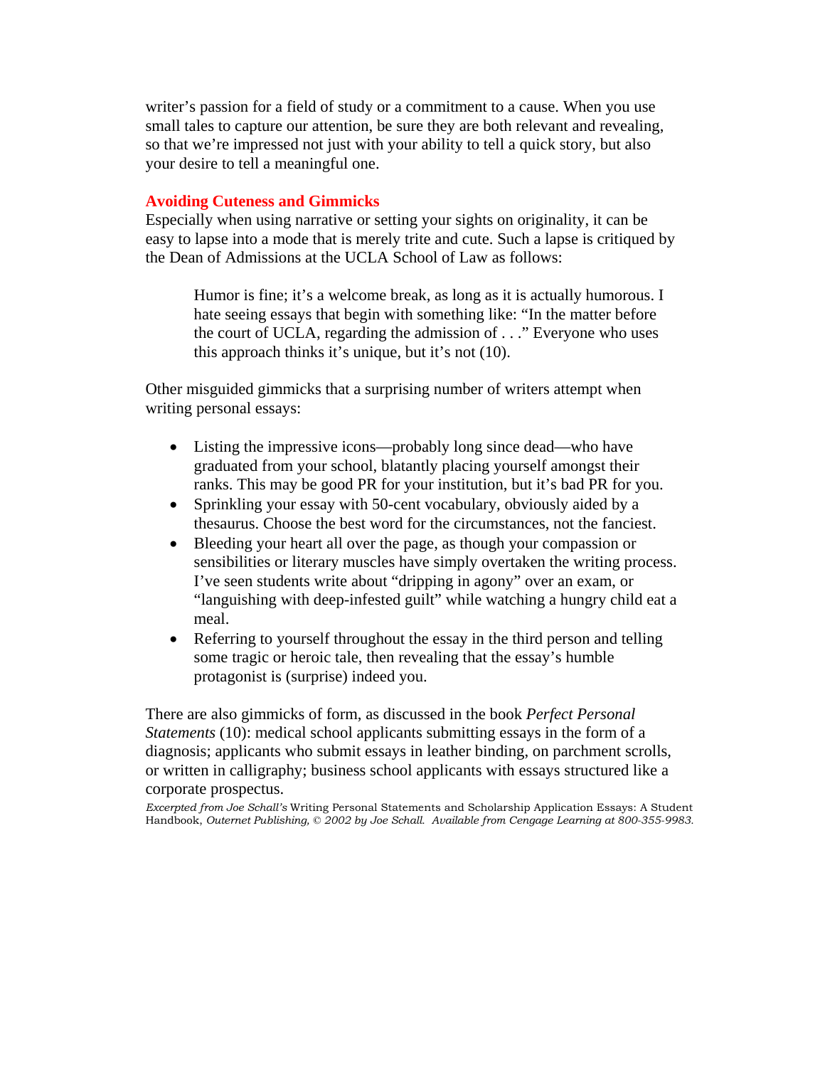writer's passion for a field of study or a commitment to a cause. When you use small tales to capture our attention, be sure they are both relevant and revealing, so that we're impressed not just with your ability to tell a quick story, but also your desire to tell a meaningful one.

### Avoiding Cuteness and Gimmicks

Especially when using narrative or setting your sights on originality, it can be easy to lapse into a mode that is merely trite and cute. Such a lapse is critiqued by the Dean of Admissions at the UCLA School of Law as follows:

> Humor is fine; it's a welcome break, as long as it is actually humorous. I hate seeing essays that begin with something like: "In the matter before the court of UCLA, regarding the admission of . . ." Everyone who uses this approach thinks it's unique, but it's not (10).

Other misguided gimmicks that a surprising number of writers attempt when writing personal essays:

- Listing the impressive icons—probably long since dead—who have graduated from your school, blatantly placing yourself amongst their ranks. This may be good PR for your institution, but it's bad PR for you.
- Sprinkling your essay with 50-cent vocabulary, obviously aided by a thesaurus. Choose the best word for the circumstances, not the fanciest.
- Bleeding your heart all over the page, as though your compassion or sensibilities or literary muscles have simply overtaken the writing process. I've seen students write about "dripping in agony" over an exam, or "languishing with deep-infested guilt" while watching a hungry child eat a meal.
- Referring to yourself throughout the essay in the third person and telling some tragic or heroic tale, then revealing that the essay's humble protagonist is (surprise) indeed you.

There are also gimmicks of form, as discussed in the book *Perfect Personal Statements* (10): medical school applicants submitting essays in the form of a diagnosis; applicants who submit essays in leather binding, on parchment scrolls, or written in calligraphy; business school applicants with essays structured like a corporate prospectus.

*Excerpted from Joe Schall's* Writing Personal Statements and Scholarship Application Essays: A Student Handbook, *Outernet Publishing, © 2002 by Joe Schall. Available from Cengage Learning at 800-355-9983.*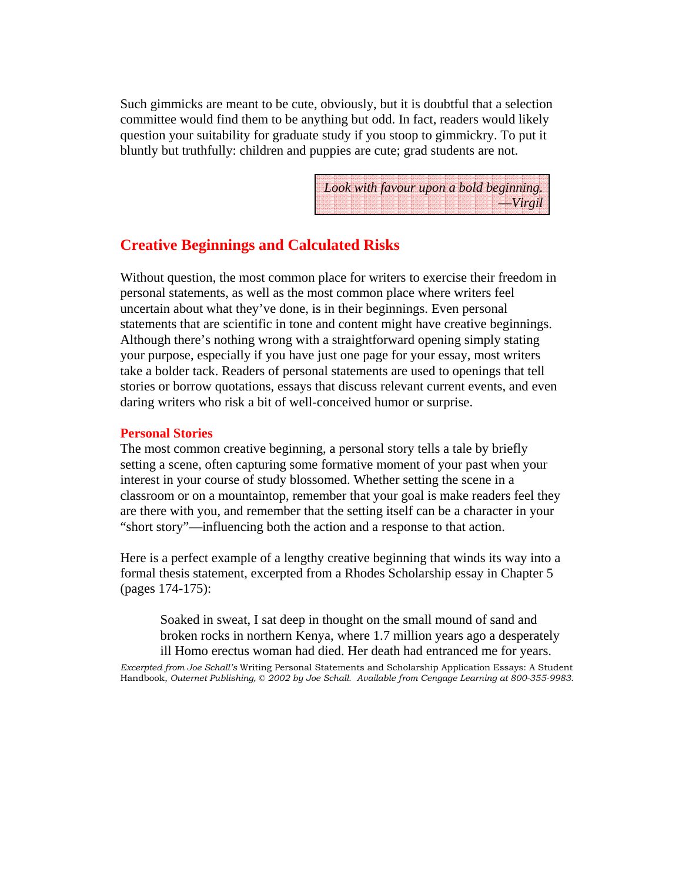Such gimmicks are meant to be cute, obviously, but it is doubtful that a selection committee would find them to be anything but odd. In fact, readers would likely question your suitability for graduate study if you stoop to gimmickry. To put it bluntly but truthfully: children and puppies are cute; grad students are not.

> *Look with favour upon a bold beginning.*
> *—Virgil*

## Creative Beginnings and Calculated Risks

Without question, the most common place for writers to exercise their freedom in personal statements, as well as the most common place where writers feel uncertain about what they've done, is in their beginnings. Even personal statements that are scientific in tone and content might have creative beginnings. Although there's nothing wrong with a straightforward opening simply stating your purpose, especially if you have just one page for your essay, most writers take a bolder tack. Readers of personal statements are used to openings that tell stories or borrow quotations, essays that discuss relevant current events, and even daring writers who risk a bit of well-conceived humor or surprise.

### Personal Stories

The most common creative beginning, a personal story tells a tale by briefly setting a scene, often capturing some formative moment of your past when your interest in your course of study blossomed. Whether setting the scene in a classroom or on a mountaintop, remember that your goal is make readers feel they are there with you, and remember that the setting itself can be a character in your "short story"—influencing both the action and a response to that action.

Here is a perfect example of a lengthy creative beginning that winds its way into a formal thesis statement, excerpted from a Rhodes Scholarship essay in Chapter 5 (pages 174-175):

> Soaked in sweat, I sat deep in thought on the small mound of sand and broken rocks in northern Kenya, where 1.7 million years ago a desperately ill Homo erectus woman had died. Her death had entranced me for years.

*Excerpted from Joe Schall's* Writing Personal Statements and Scholarship Application Essays: A Student Handbook, *Outernet Publishing, © 2002 by Joe Schall. Available from Cengage Learning at 800-355-9983.*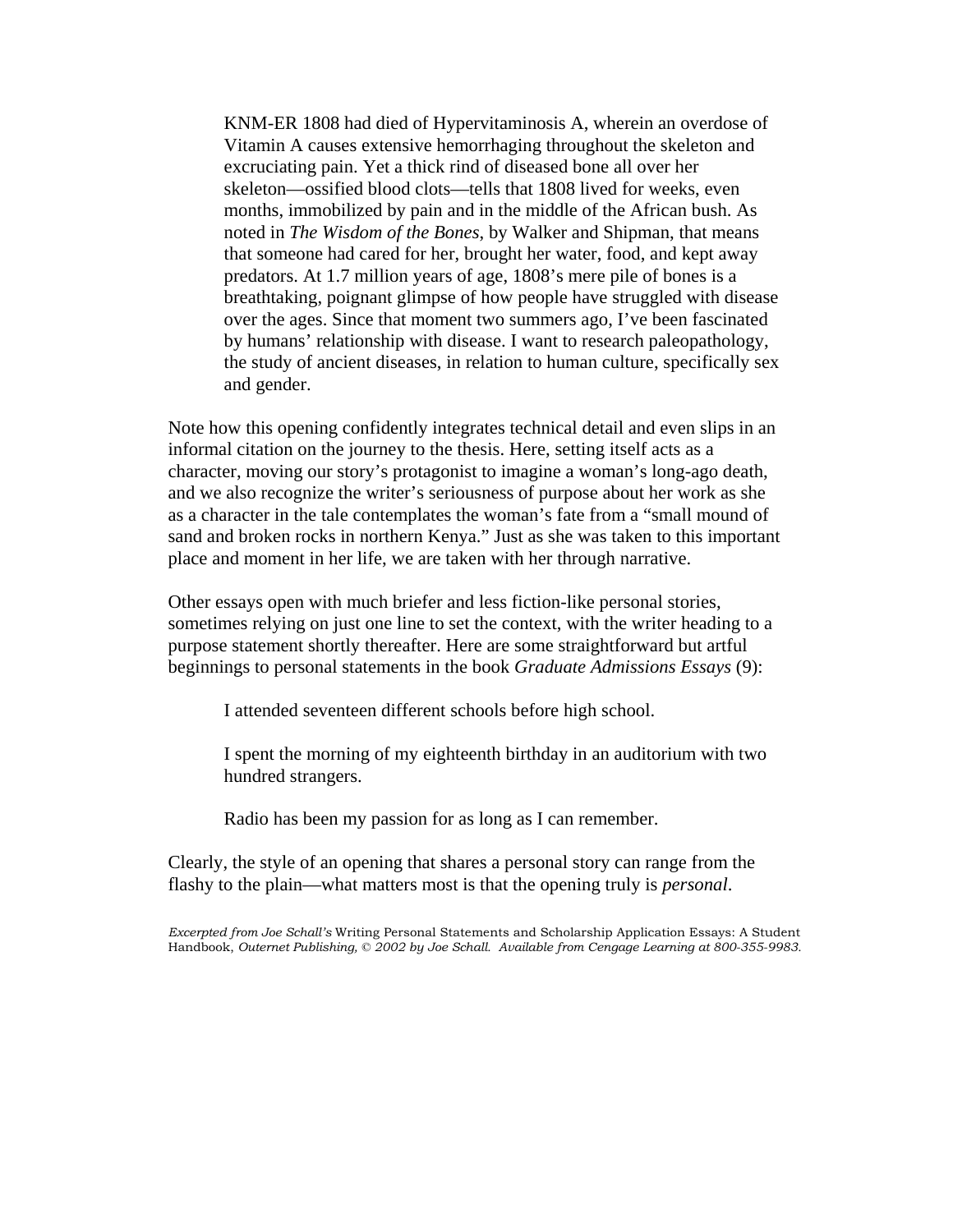> KNM-ER 1808 had died of Hypervitaminosis A, wherein an overdose of Vitamin A causes extensive hemorrhaging throughout the skeleton and excruciating pain. Yet a thick rind of diseased bone all over her skeleton—ossified blood clots—tells that 1808 lived for weeks, even months, immobilized by pain and in the middle of the African bush. As noted in *The Wisdom of the Bones*, by Walker and Shipman, that means that someone had cared for her, brought her water, food, and kept away predators. At 1.7 million years of age, 1808's mere pile of bones is a breathtaking, poignant glimpse of how people have struggled with disease over the ages. Since that moment two summers ago, I've been fascinated by humans' relationship with disease. I want to research paleopathology, the study of ancient diseases, in relation to human culture, specifically sex and gender.

Note how this opening confidently integrates technical detail and even slips in an informal citation on the journey to the thesis. Here, setting itself acts as a character, moving our story's protagonist to imagine a woman's long-ago death, and we also recognize the writer's seriousness of purpose about her work as she as a character in the tale contemplates the woman's fate from a "small mound of sand and broken rocks in northern Kenya." Just as she was taken to this important place and moment in her life, we are taken with her through narrative.

Other essays open with much briefer and less fiction-like personal stories, sometimes relying on just one line to set the context, with the writer heading to a purpose statement shortly thereafter. Here are some straightforward but artful beginnings to personal statements in the book *Graduate Admissions Essays* (9):

> I attended seventeen different schools before high school.
>
> I spent the morning of my eighteenth birthday in an auditorium with two hundred strangers.
>
> Radio has been my passion for as long as I can remember.

Clearly, the style of an opening that shares a personal story can range from the flashy to the plain—what matters most is that the opening truly is *personal*.

*Excerpted from Joe Schall's* Writing Personal Statements and Scholarship Application Essays: A Student Handbook, *Outernet Publishing, © 2002 by Joe Schall. Available from Cengage Learning at 800-355-9983.*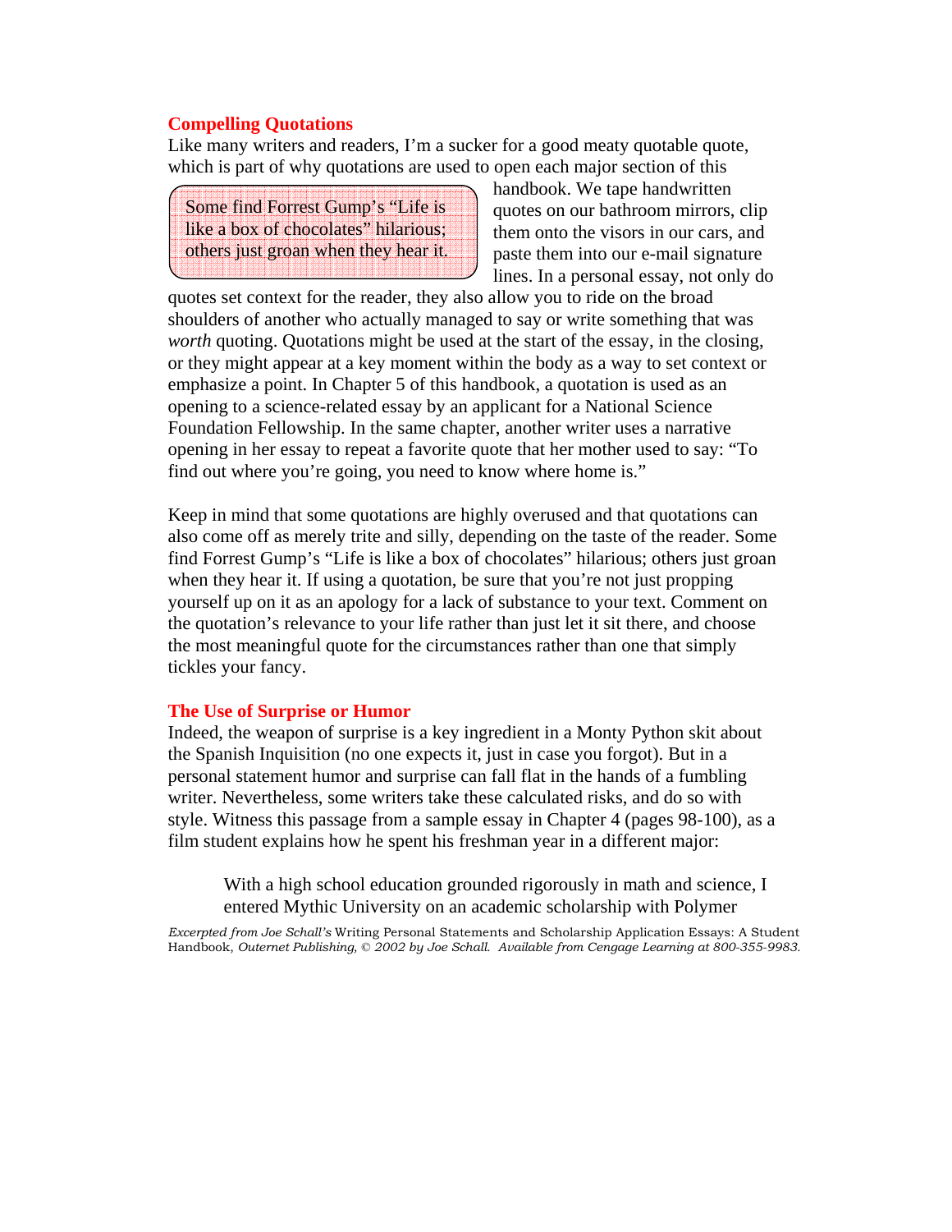### Compelling Quotations

Like many writers and readers, I'm a sucker for a good meaty quotable quote, which is part of why quotations are used to open each major section of this handbook. We tape handwritten quotes on our bathroom mirrors, clip them onto the visors in our cars, and paste them into our e-mail signature lines. In a personal essay, not only do quotes set context for the reader, they also allow you to ride on the broad shoulders of another who actually managed to say or write something that was *worth* quoting. Quotations might be used at the start of the essay, in the closing, or they might appear at a key moment within the body as a way to set context or emphasize a point. In Chapter 5 of this handbook, a quotation is used as an opening to a science-related essay by an applicant for a National Science Foundation Fellowship. In the same chapter, another writer uses a narrative opening in her essay to repeat a favorite quote that her mother used to say: "To find out where you're going, you need to know where home is."

> Some find Forrest Gump's "Life is like a box of chocolates" hilarious; others just groan when they hear it.

Keep in mind that some quotations are highly overused and that quotations can also come off as merely trite and silly, depending on the taste of the reader. Some find Forrest Gump's "Life is like a box of chocolates" hilarious; others just groan when they hear it. If using a quotation, be sure that you're not just propping yourself up on it as an apology for a lack of substance to your text. Comment on the quotation's relevance to your life rather than just let it sit there, and choose the most meaningful quote for the circumstances rather than one that simply tickles your fancy.

### The Use of Surprise or Humor

Indeed, the weapon of surprise is a key ingredient in a Monty Python skit about the Spanish Inquisition (no one expects it, just in case you forgot). But in a personal statement humor and surprise can fall flat in the hands of a fumbling writer. Nevertheless, some writers take these calculated risks, and do so with style. Witness this passage from a sample essay in Chapter 4 (pages 98-100), as a film student explains how he spent his freshman year in a different major:

> With a high school education grounded rigorously in math and science, I entered Mythic University on an academic scholarship with Polymer

*Excerpted from Joe Schall's* Writing Personal Statements and Scholarship Application Essays: A Student Handbook, *Outernet Publishing, © 2002 by Joe Schall. Available from Cengage Learning at 800-355-9983.*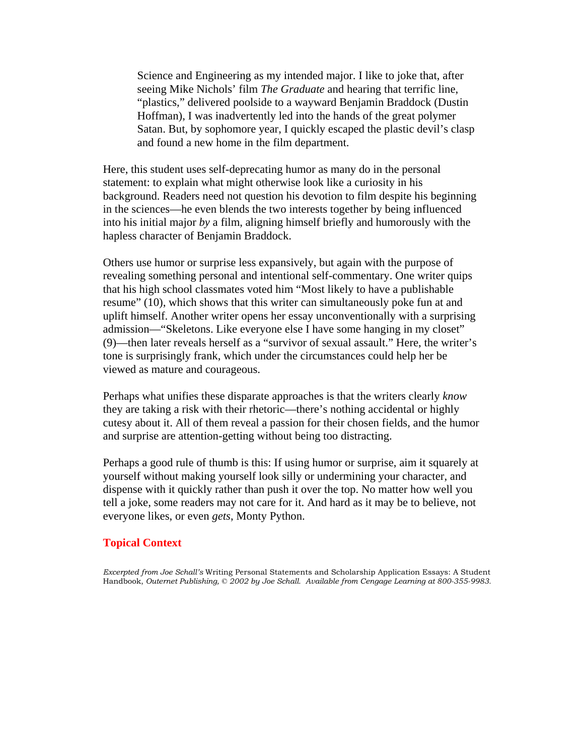> Science and Engineering as my intended major. I like to joke that, after seeing Mike Nichols' film *The Graduate* and hearing that terrific line, "plastics," delivered poolside to a wayward Benjamin Braddock (Dustin Hoffman), I was inadvertently led into the hands of the great polymer Satan. But, by sophomore year, I quickly escaped the plastic devil's clasp and found a new home in the film department.

Here, this student uses self-deprecating humor as many do in the personal statement: to explain what might otherwise look like a curiosity in his background. Readers need not question his devotion to film despite his beginning in the sciences—he even blends the two interests together by being influenced into his initial major *by* a film, aligning himself briefly and humorously with the hapless character of Benjamin Braddock.

Others use humor or surprise less expansively, but again with the purpose of revealing something personal and intentional self-commentary. One writer quips that his high school classmates voted him "Most likely to have a publishable resume" (10), which shows that this writer can simultaneously poke fun at and uplift himself. Another writer opens her essay unconventionally with a surprising admission—"Skeletons. Like everyone else I have some hanging in my closet" (9)—then later reveals herself as a "survivor of sexual assault." Here, the writer's tone is surprisingly frank, which under the circumstances could help her be viewed as mature and courageous.

Perhaps what unifies these disparate approaches is that the writers clearly *know* they are taking a risk with their rhetoric—there's nothing accidental or highly cutesy about it. All of them reveal a passion for their chosen fields, and the humor and surprise are attention-getting without being too distracting.

Perhaps a good rule of thumb is this: If using humor or surprise, aim it squarely at yourself without making yourself look silly or undermining your character, and dispense with it quickly rather than push it over the top. No matter how well you tell a joke, some readers may not care for it. And hard as it may be to believe, not everyone likes, or even *gets*, Monty Python.

## Topical Context

*Excerpted from Joe Schall's* Writing Personal Statements and Scholarship Application Essays: A Student Handbook, *Outernet Publishing, © 2002 by Joe Schall. Available from Cengage Learning at 800-355-9983.*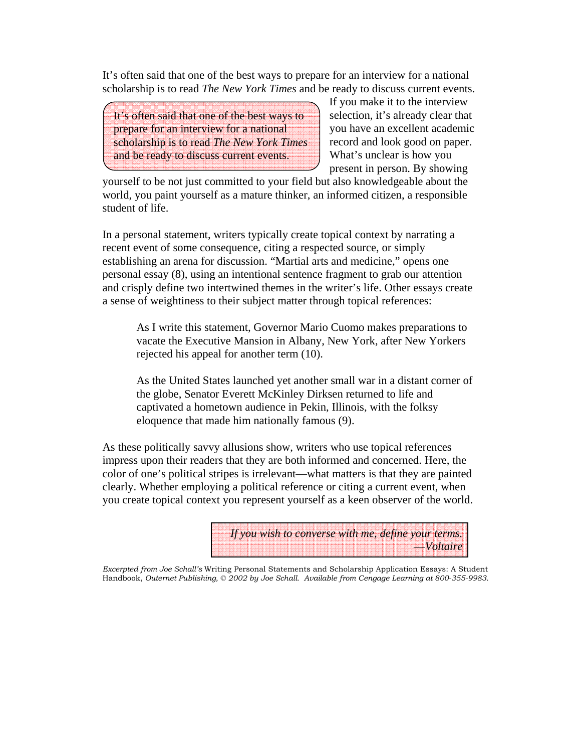It's often said that one of the best ways to prepare for an interview for a national scholarship is to read *The New York Times* and be ready to discuss current events.

> It's often said that one of the best ways to prepare for an interview for a national scholarship is to read *The New York Times* and be ready to discuss current events.

If you make it to the interview selection, it's already clear that you have an excellent academic record and look good on paper. What's unclear is how you present in person. By showing yourself to be not just committed to your field but also knowledgeable about the world, you paint yourself as a mature thinker, an informed citizen, a responsible student of life.

In a personal statement, writers typically create topical context by narrating a recent event of some consequence, citing a respected source, or simply establishing an arena for discussion. "Martial arts and medicine," opens one personal essay (8), using an intentional sentence fragment to grab our attention and crisply define two intertwined themes in the writer's life. Other essays create a sense of weightiness to their subject matter through topical references:

> As I write this statement, Governor Mario Cuomo makes preparations to vacate the Executive Mansion in Albany, New York, after New Yorkers rejected his appeal for another term (10).

> As the United States launched yet another small war in a distant corner of the globe, Senator Everett McKinley Dirksen returned to life and captivated a hometown audience in Pekin, Illinois, with the folksy eloquence that made him nationally famous (9).

As these politically savvy allusions show, writers who use topical references impress upon their readers that they are both informed and concerned. Here, the color of one's political stripes is irrelevant—what matters is that they are painted clearly. Whether employing a political reference or citing a current event, when you create topical context you represent yourself as a keen observer of the world.

> *If you wish to converse with me, define your terms.*
> *—Voltaire*

*Excerpted from Joe Schall's* Writing Personal Statements and Scholarship Application Essays: A Student Handbook, *Outernet Publishing, © 2002 by Joe Schall. Available from Cengage Learning at 800-355-9983.*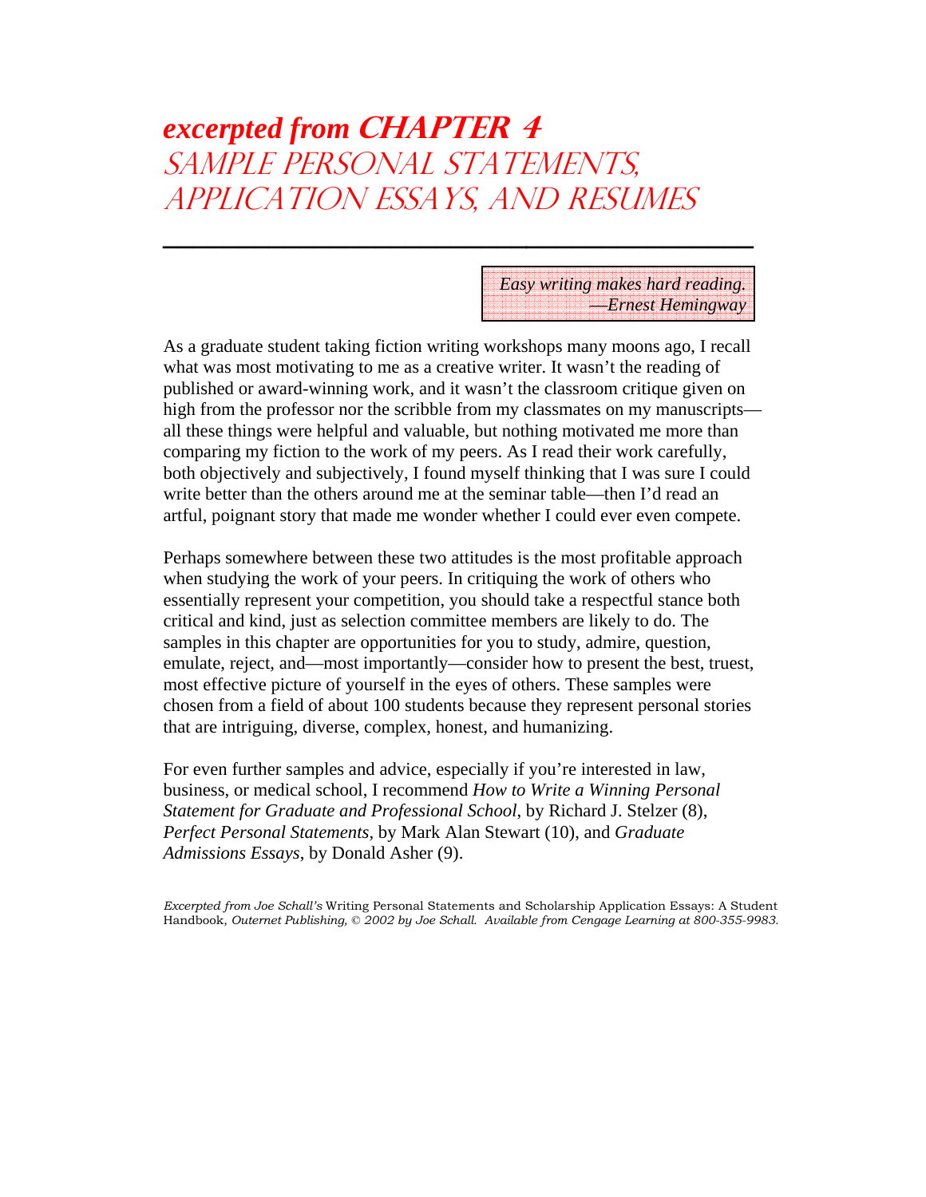# *excerpted from CHAPTER 4*
# SAMPLE PERSONAL STATEMENTS, APPLICATION ESSAYS, AND RESUMES

> *Easy writing makes hard reading.*
> *—Ernest Hemingway*

As a graduate student taking fiction writing workshops many moons ago, I recall what was most motivating to me as a creative writer. It wasn't the reading of published or award-winning work, and it wasn't the classroom critique given on high from the professor nor the scribble from my classmates on my manuscripts—all these things were helpful and valuable, but nothing motivated me more than comparing my fiction to the work of my peers. As I read their work carefully, both objectively and subjectively, I found myself thinking that I was sure I could write better than the others around me at the seminar table—then I'd read an artful, poignant story that made me wonder whether I could ever even compete.

Perhaps somewhere between these two attitudes is the most profitable approach when studying the work of your peers. In critiquing the work of others who essentially represent your competition, you should take a respectful stance both critical and kind, just as selection committee members are likely to do. The samples in this chapter are opportunities for you to study, admire, question, emulate, reject, and—most importantly—consider how to present the best, truest, most effective picture of yourself in the eyes of others. These samples were chosen from a field of about 100 students because they represent personal stories that are intriguing, diverse, complex, honest, and humanizing.

For even further samples and advice, especially if you're interested in law, business, or medical school, I recommend *How to Write a Winning Personal Statement for Graduate and Professional School*, by Richard J. Stelzer (8), *Perfect Personal Statements*, by Mark Alan Stewart (10), and *Graduate Admissions Essays*, by Donald Asher (9).

*Excerpted from Joe Schall's* Writing Personal Statements and Scholarship Application Essays: A Student Handbook, *Outernet Publishing, © 2002 by Joe Schall. Available from Cengage Learning at 800-355-9983.*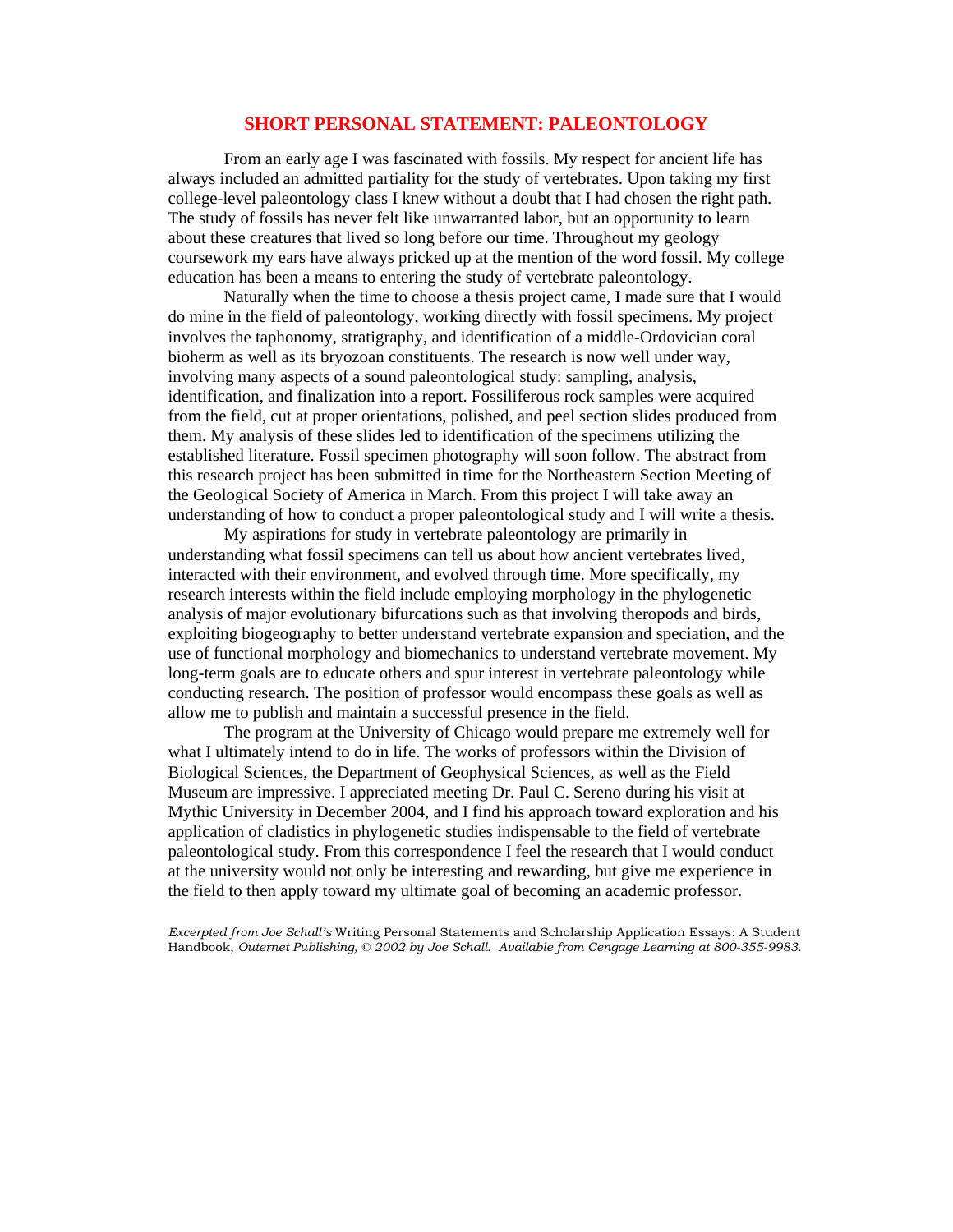## SHORT PERSONAL STATEMENT: PALEONTOLOGY

From an early age I was fascinated with fossils. My respect for ancient life has always included an admitted partiality for the study of vertebrates. Upon taking my first college-level paleontology class I knew without a doubt that I had chosen the right path. The study of fossils has never felt like unwarranted labor, but an opportunity to learn about these creatures that lived so long before our time. Throughout my geology coursework my ears have always pricked up at the mention of the word fossil. My college education has been a means to entering the study of vertebrate paleontology.

Naturally when the time to choose a thesis project came, I made sure that I would do mine in the field of paleontology, working directly with fossil specimens. My project involves the taphonomy, stratigraphy, and identification of a middle-Ordovician coral bioherm as well as its bryozoan constituents. The research is now well under way, involving many aspects of a sound paleontological study: sampling, analysis, identification, and finalization into a report. Fossiliferous rock samples were acquired from the field, cut at proper orientations, polished, and peel section slides produced from them. My analysis of these slides led to identification of the specimens utilizing the established literature. Fossil specimen photography will soon follow. The abstract from this research project has been submitted in time for the Northeastern Section Meeting of the Geological Society of America in March. From this project I will take away an understanding of how to conduct a proper paleontological study and I will write a thesis.

My aspirations for study in vertebrate paleontology are primarily in understanding what fossil specimens can tell us about how ancient vertebrates lived, interacted with their environment, and evolved through time. More specifically, my research interests within the field include employing morphology in the phylogenetic analysis of major evolutionary bifurcations such as that involving theropods and birds, exploiting biogeography to better understand vertebrate expansion and speciation, and the use of functional morphology and biomechanics to understand vertebrate movement. My long-term goals are to educate others and spur interest in vertebrate paleontology while conducting research. The position of professor would encompass these goals as well as allow me to publish and maintain a successful presence in the field.

The program at the University of Chicago would prepare me extremely well for what I ultimately intend to do in life. The works of professors within the Division of Biological Sciences, the Department of Geophysical Sciences, as well as the Field Museum are impressive. I appreciated meeting Dr. Paul C. Sereno during his visit at Mythic University in December 2004, and I find his approach toward exploration and his application of cladistics in phylogenetic studies indispensable to the field of vertebrate paleontological study. From this correspondence I feel the research that I would conduct at the university would not only be interesting and rewarding, but give me experience in the field to then apply toward my ultimate goal of becoming an academic professor.

*Excerpted from Joe Schall's* Writing Personal Statements and Scholarship Application Essays: A Student Handbook, *Outernet Publishing, © 2002 by Joe Schall. Available from Cengage Learning at 800-355-9983.*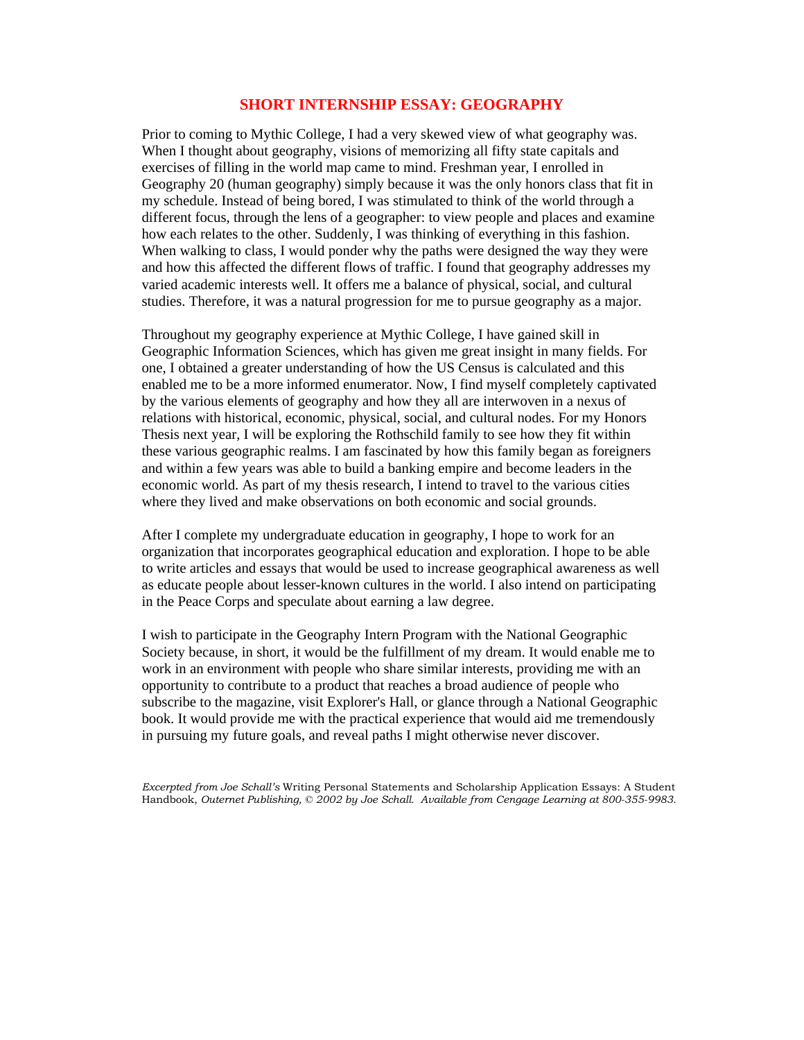## SHORT INTERNSHIP ESSAY: GEOGRAPHY

Prior to coming to Mythic College, I had a very skewed view of what geography was. When I thought about geography, visions of memorizing all fifty state capitals and exercises of filling in the world map came to mind. Freshman year, I enrolled in Geography 20 (human geography) simply because it was the only honors class that fit in my schedule. Instead of being bored, I was stimulated to think of the world through a different focus, through the lens of a geographer: to view people and places and examine how each relates to the other. Suddenly, I was thinking of everything in this fashion. When walking to class, I would ponder why the paths were designed the way they were and how this affected the different flows of traffic. I found that geography addresses my varied academic interests well. It offers me a balance of physical, social, and cultural studies. Therefore, it was a natural progression for me to pursue geography as a major.

Throughout my geography experience at Mythic College, I have gained skill in Geographic Information Sciences, which has given me great insight in many fields. For one, I obtained a greater understanding of how the US Census is calculated and this enabled me to be a more informed enumerator. Now, I find myself completely captivated by the various elements of geography and how they all are interwoven in a nexus of relations with historical, economic, physical, social, and cultural nodes. For my Honors Thesis next year, I will be exploring the Rothschild family to see how they fit within these various geographic realms. I am fascinated by how this family began as foreigners and within a few years was able to build a banking empire and become leaders in the economic world. As part of my thesis research, I intend to travel to the various cities where they lived and make observations on both economic and social grounds.

After I complete my undergraduate education in geography, I hope to work for an organization that incorporates geographical education and exploration. I hope to be able to write articles and essays that would be used to increase geographical awareness as well as educate people about lesser-known cultures in the world. I also intend on participating in the Peace Corps and speculate about earning a law degree.

I wish to participate in the Geography Intern Program with the National Geographic Society because, in short, it would be the fulfillment of my dream. It would enable me to work in an environment with people who share similar interests, providing me with an opportunity to contribute to a product that reaches a broad audience of people who subscribe to the magazine, visit Explorer's Hall, or glance through a National Geographic book. It would provide me with the practical experience that aid me tremendously in pursuing my future goals, and reveal paths I might otherwise never discover.

*Excerpted from Joe Schall's* Writing Personal Statements and Scholarship Application Essays: A Student Handbook, *Outernet Publishing, © 2002 by Joe Schall. Available from Cengage Learning at 800-355-9983.*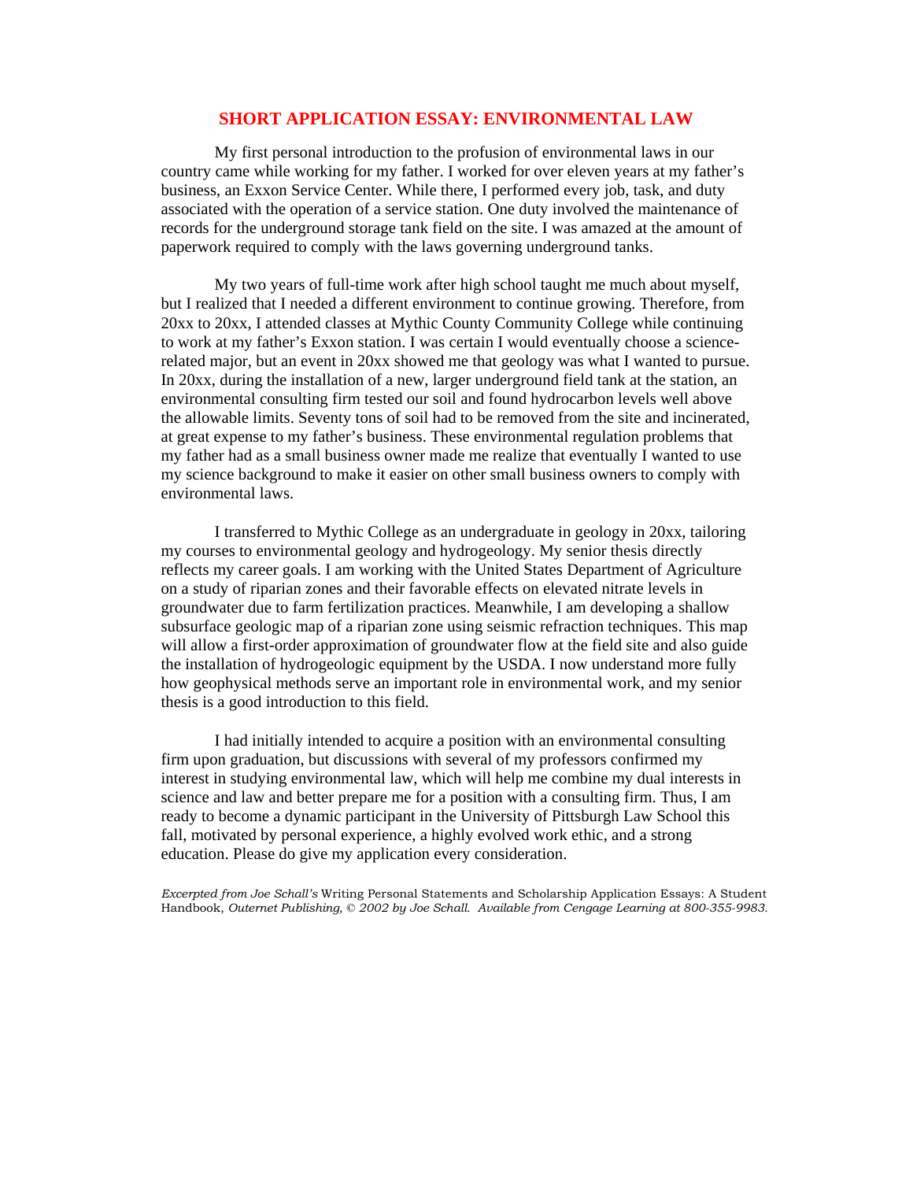## SHORT APPLICATION ESSAY: ENVIRONMENTAL LAW

My first personal introduction to the profusion of environmental laws in our country came while working for my father. I worked for over eleven years at my father's business, an Exxon Service Center. While there, I performed every job, task, and duty associated with the operation of a service station. One duty involved the maintenance of records for the underground storage tank field on the site. I was amazed at the amount of paperwork required to comply with the laws governing underground tanks.

My two years of full-time work after high school taught me much about myself, but I realized that I needed a different environment to continue growing. Therefore, from 20xx to 20xx, I attended classes at Mythic County Community College while continuing to work at my father's Exxon station. I was certain I would eventually choose a science-related major, but an event in 20xx showed me that geology was what I wanted to pursue. In 20xx, during the installation of a new, larger underground field tank at the station, an environmental consulting firm tested our soil and found hydrocarbon levels well above the allowable limits. Seventy tons of soil had to be removed from the site and incinerated, at great expense to my father's business. These environmental regulation problems that my father had as a small business owner made me realize that eventually I wanted to use my science background to make it easier on other small business owners to comply with environmental laws.

I transferred to Mythic College as an undergraduate in geology in 20xx, tailoring my courses to environmental geology and hydrogeology. My senior thesis directly reflects my career goals. I am working with the United States Department of Agriculture on a study of riparian zones and their favorable effects on elevated nitrate levels in groundwater due to farm fertilization practices. Meanwhile, I am developing a shallow subsurface geologic map of a riparian zone using seismic refraction techniques. This map will allow a first-order approximation of groundwater flow at the field site and also guide the installation of hydrogeologic equipment by the USDA. I now understand more fully how geophysical methods serve an important role in environmental work, and my senior thesis is a good introduction to this field.

I had initially intended to acquire a position with an environmental consulting firm upon graduation, but discussions with several of my professors confirmed my interest in studying environmental law, which will help me combine my dual interests in science and law and better prepare me for a position with a consulting firm. Thus, I am ready to become a dynamic participant in the University of Pittsburgh Law School this fall, motivated by personal experience, a highly evolved work ethic, and a strong education. Please do give my application every consideration.

*Excerpted from Joe Schall's* Writing Personal Statements and Scholarship Application Essays: A Student Handbook, *Outernet Publishing, © 2002 by Joe Schall. Available from Cengage Learning at 800-355-9983.*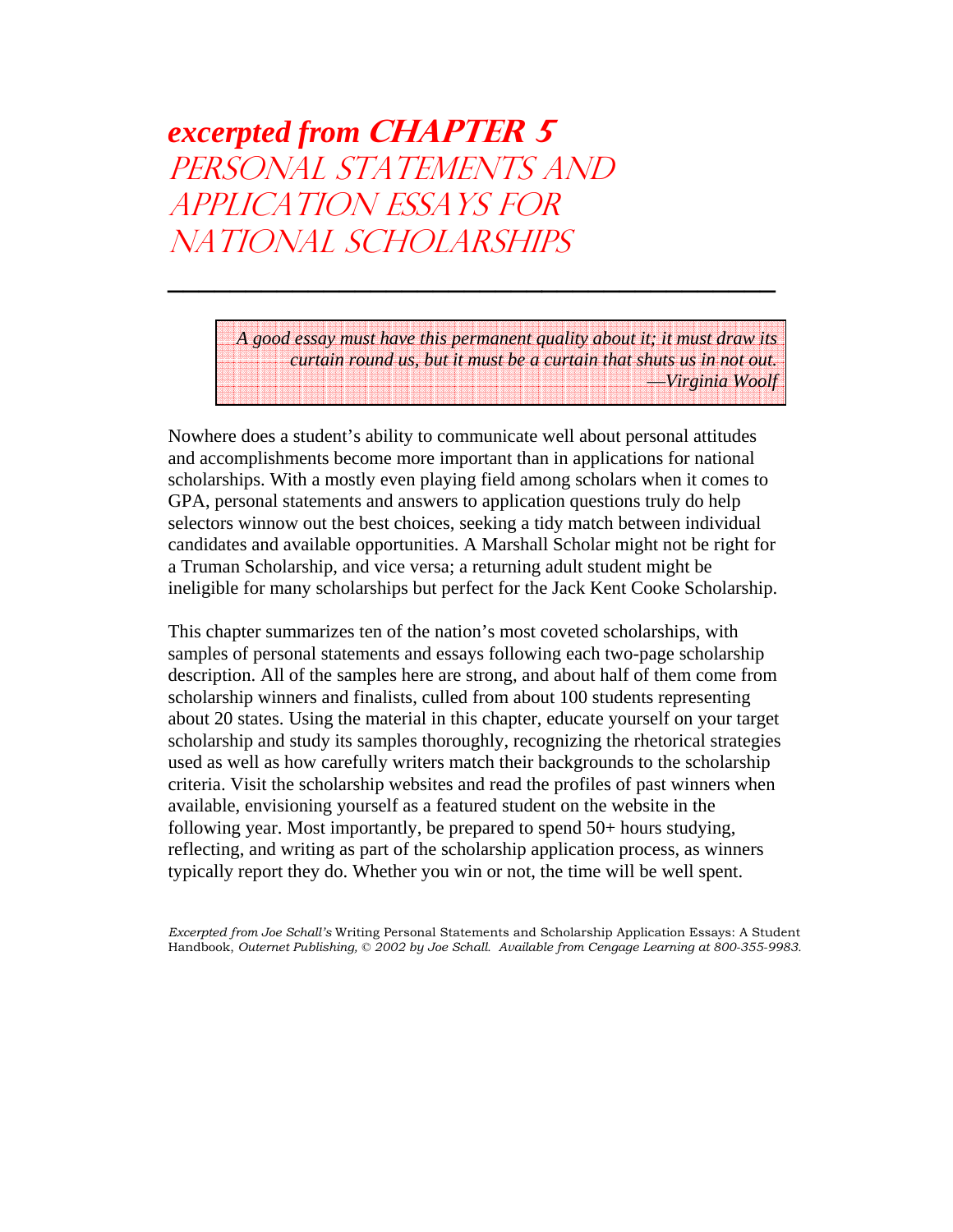# *excerpted from* CHAPTER 5
# PERSONAL STATEMENTS AND APPLICATION ESSAYS FOR NATIONAL SCHOLARSHIPS

---

> *A good essay must have this permanent quality about it; it must draw its curtain round us, but it must be a curtain that shuts us in not out.*
> *—Virginia Woolf*

Nowhere does a student's ability to communicate well about personal attitudes and accomplishments become more important than in applications for national scholarships. With a mostly even playing field among scholars when it comes to GPA, personal statements and answers to application questions truly do help selectors winnow out the best choices, seeking a tidy match between individual candidates and available opportunities. A Marshall Scholar might not be right for a Truman Scholarship, and vice versa; a returning adult student might be ineligible for many scholarships but perfect for the Jack Kent Cooke Scholarship.

This chapter summarizes ten of the nation's most coveted scholarships, with samples of personal statements and essays following each two-page scholarship description. All of the samples here are strong, and about half of them come from scholarship winners and finalists, culled from about 100 students representing about 20 states. Using the material in this chapter, educate yourself on your target scholarship and study its samples thoroughly, recognizing the rhetorical strategies used as well as how carefully writers match their backgrounds to the scholarship criteria. Visit the scholarship websites and read the profiles of past winners when available, envisioning yourself as a featured student on the website in the following year. Most importantly, be prepared to spend 50+ hours studying, reflecting, and writing as part of the scholarship application process, as winners typically report they do. Whether you win or not, the time will be well spent.

*Excerpted from Joe Schall's* Writing Personal Statements and Scholarship Application Essays: A Student Handbook, *Outernet Publishing, © 2002 by Joe Schall. Available from Cengage Learning at 800-355-9983.*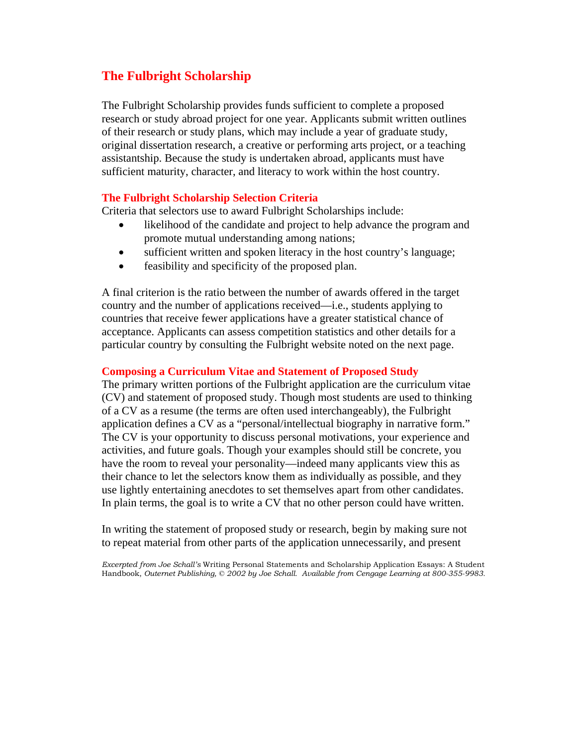## The Fulbright Scholarship

The Fulbright Scholarship provides funds sufficient to complete a proposed research or study abroad project for one year. Applicants submit written outlines of their research or study plans, which may include a year of graduate study, original dissertation research, a creative or performing arts project, or a teaching assistantship. Because the study is undertaken abroad, applicants must have sufficient maturity, character, and literacy to work within the host country.

### The Fulbright Scholarship Selection Criteria

Criteria that selectors use to award Fulbright Scholarships include:

- likelihood of the candidate and project to help advance the program and promote mutual understanding among nations;
- sufficient written and spoken literacy in the host country's language;
- feasibility and specificity of the proposed plan.

A final criterion is the ratio between the number of awards offered in the target country and the number of applications received—i.e., students applying to countries that receive fewer applications have a greater statistical chance of acceptance. Applicants can assess competition statistics and other details for a particular country by consulting the Fulbright website noted on the next page.

### Composing a Curriculum Vitae and Statement of Proposed Study

The primary written portions of the Fulbright application are the curriculum vitae (CV) and statement of proposed study. Though most students are used to thinking of a CV as a resume (the terms are often used interchangeably), the Fulbright application defines a CV as a "personal/intellectual biography in narrative form." The CV is your opportunity to discuss personal motivations, your experience and activities, and future goals. Though your examples should still be concrete, you have the room to reveal your personality—indeed many applicants view this as their chance to let the selectors know them as individually as possible, and they use lightly entertaining anecdotes to set themselves apart from other candidates. In plain terms, the goal is to write a CV that no other person could have written.

In writing the statement of proposed study or research, begin by making sure not to repeat material from other parts of the application unnecessarily, and present

*Excerpted from Joe Schall's* Writing Personal Statements and Scholarship Application Essays: A Student Handbook, *Outernet Publishing, © 2002 by Joe Schall. Available from Cengage Learning at 800-355-9983.*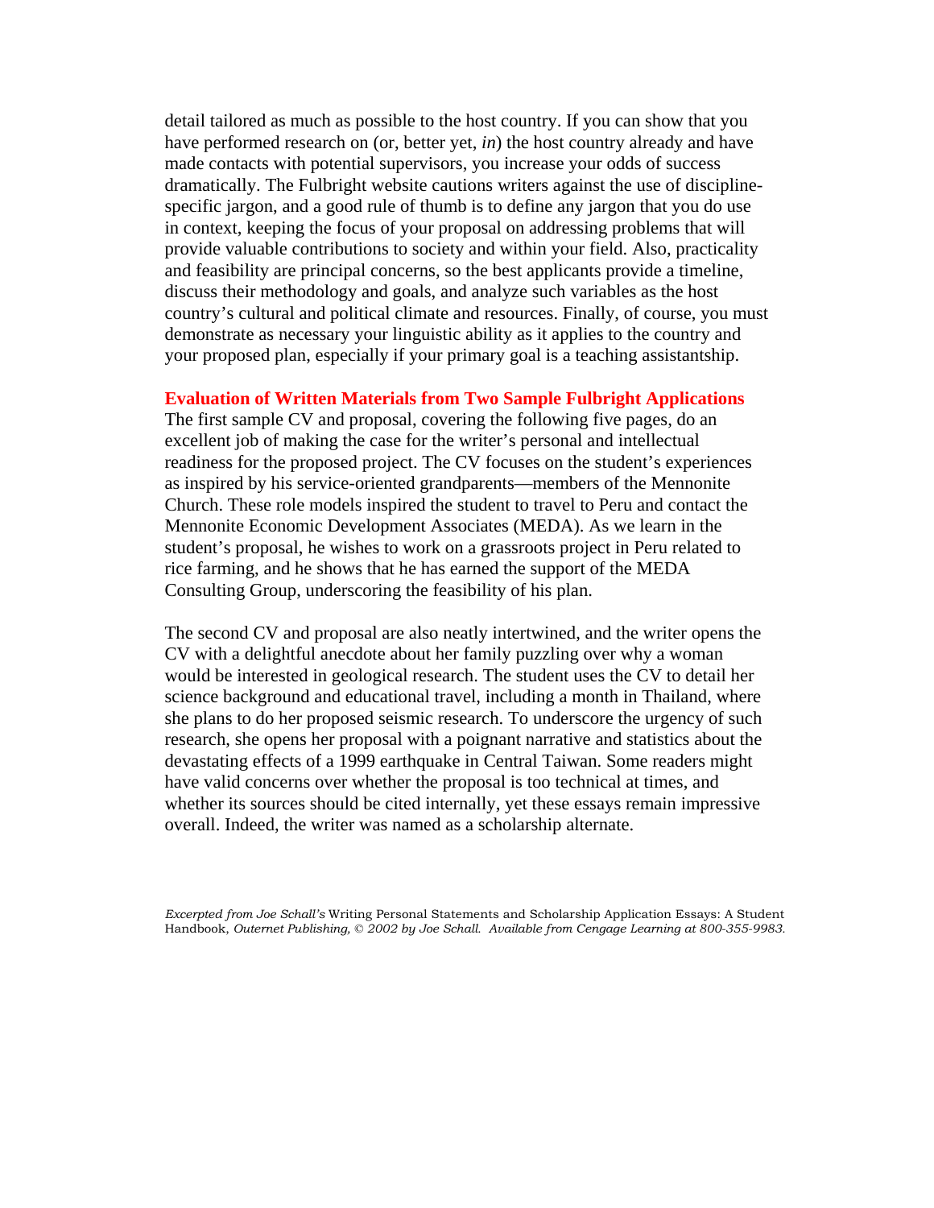detail tailored as much as possible to the host country. If you can show that you have performed research on (or, better yet, *in*) the host country already and have made contacts with potential supervisors, you increase your odds of success dramatically. The Fulbright website cautions writers against the use of discipline-specific jargon, and a good rule of thumb is to define any jargon that you do use in context, keeping the focus of your proposal on addressing problems that will provide valuable contributions to society and within your field. Also, practicality and feasibility are principal concerns, so the best applicants provide a timeline, discuss their methodology and goals, and analyze such variables as the host country's cultural and political climate and resources. Finally, of course, you must demonstrate as necessary your linguistic ability as it applies to the country and your proposed plan, especially if your primary goal is a teaching assistantship.

**Evaluation of Written Materials from Two Sample Fulbright Applications**

The first sample CV and proposal, covering the following five pages, do an excellent job of making the case for the writer's personal and intellectual readiness for the proposed project. The CV focuses on the student's experiences as inspired by his service-oriented grandparents—members of the Mennonite Church. These role models inspired the student to travel to Peru and contact the Mennonite Economic Development Associates (MEDA). As we learn in the student's proposal, he wishes to work on a grassroots project in Peru related to rice farming, and he shows that he has earned the support of the MEDA Consulting Group, underscoring the feasibility of his plan.

The second CV and proposal are also neatly intertwined, and the writer opens the CV with a delightful anecdote about her family puzzling over why a woman would be interested in geological research. The student uses the CV to detail her science background and educational travel, including a month in Thailand, where she plans to do her proposed seismic research. To underscore the urgency of such research, she opens her proposal with a poignant narrative and statistics about the devastating effects of a 1999 earthquake in Central Taiwan. Some readers might have valid concerns over whether the proposal is too technical at times, and whether its sources should be cited internally, yet these essays remain impressive overall. Indeed, the writer was named as a scholarship alternate.

*Excerpted from Joe Schall's* Writing Personal Statements and Scholarship Application Essays: A Student Handbook, *Outernet Publishing, © 2002 by Joe Schall. Available from Cengage Learning at 800-355-9983.*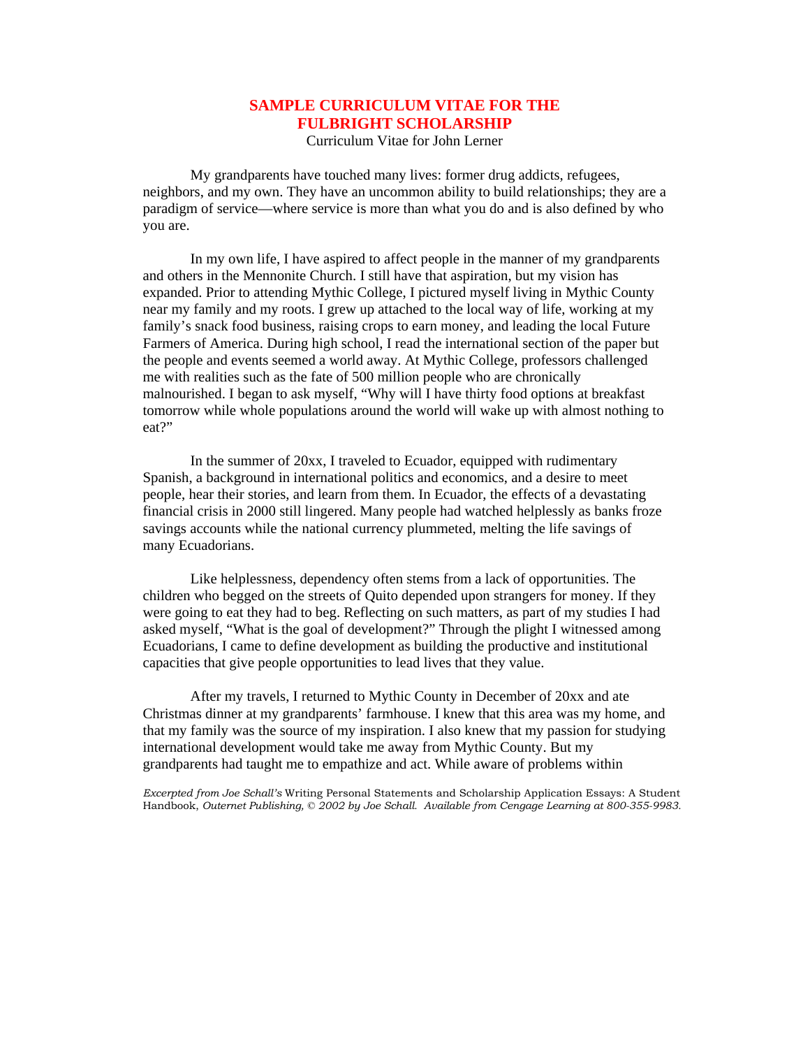# SAMPLE CURRICULUM VITAE FOR THE FULBRIGHT SCHOLARSHIP

Curriculum Vitae for John Lerner

My grandparents have touched many lives: former drug addicts, refugees, neighbors, and my own. They have an uncommon ability to build relationships; they are a paradigm of service—where service is more than what you do and is also defined by who you are.

In my own life, I have aspired to affect people in the manner of my grandparents and others in the Mennonite Church. I still have that aspiration, but my vision has expanded. Prior to attending Mythic College, I pictured myself living in Mythic County near my family and my roots. I grew up attached to the local way of life, working at my family's snack food business, raising crops to earn money, and leading the local Future Farmers of America. During high school, I read the international section of the paper but the people and events seemed a world away. At Mythic College, professors challenged me with realities such as the fate of 500 million people who are chronically malnourished. I began to ask myself, "Why will I have thirty food options at breakfast tomorrow while whole populations around the world will wake up with almost nothing to eat?"

In the summer of 20xx, I traveled to Ecuador, equipped with rudimentary Spanish, a background in international politics and economics, and a desire to meet people, hear their stories, and learn from them. In Ecuador, the effects of a devastating financial crisis in 2000 still lingered. Many people had watched helplessly as banks froze savings accounts while the national currency plummeted, melting the life savings of many Ecuadorians.

Like helplessness, dependency often stems from a lack of opportunities. The children who begged on the streets of Quito depended upon strangers for money. If they were going to eat they had to beg. Reflecting on such matters, as part of my studies I had asked myself, "What is the goal of development?" Through the plight I witnessed among Ecuadorians, I came to define development as building the productive and institutional capacities that give people opportunities to lead lives that they value.

After my travels, I returned to Mythic County in December of 20xx and ate Christmas dinner at my grandparents' farmhouse. I knew that this area was my home, and that my family was the source of my inspiration. I also knew that my passion for studying international development would take me away from Mythic County. But my grandparents had taught me to empathize and act. While aware of problems within

*Excerpted from Joe Schall's* Writing Personal Statements and Scholarship Application Essays: A Student Handbook, *Outernet Publishing, © 2002 by Joe Schall. Available from Cengage Learning at 800-355-9983.*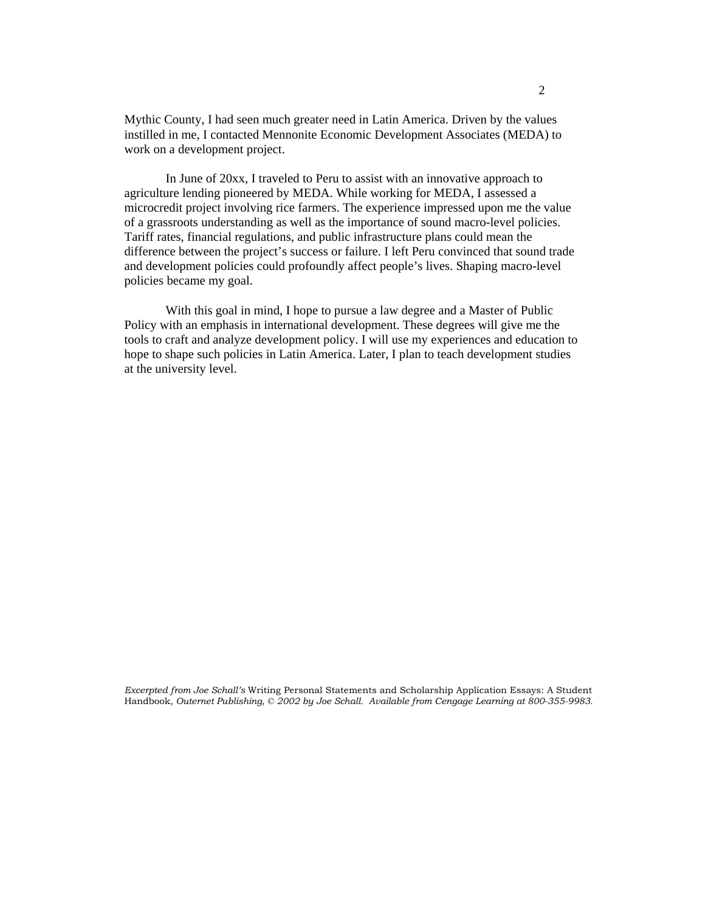Mythic County, I had seen much greater need in Latin America. Driven by the values instilled in me, I contacted Mennonite Economic Development Associates (MEDA) to work on a development project.

In June of 20xx, I traveled to Peru to assist with an innovative approach to agriculture lending pioneered by MEDA. While working for MEDA, I assessed a microcredit project involving rice farmers. The experience impressed upon me the value of a grassroots understanding as well as the importance of sound macro-level policies. Tariff rates, financial regulations, and public infrastructure plans could mean the difference between the project's success or failure. I left Peru convinced that sound trade and development policies could profoundly affect people's lives. Shaping macro-level policies became my goal.

With this goal in mind, I hope to pursue a law degree and a Master of Public Policy with an emphasis in international development. These degrees will give me the tools to craft and analyze development policy. I will use my experiences and education to hope to shape such policies in Latin America. Later, I plan to teach development studies at the university level.

*Excerpted from Joe Schall's* Writing Personal Statements and Scholarship Application Essays: A Student Handbook, *Outernet Publishing, © 2002 by Joe Schall. Available from Cengage Learning at 800-355-9983.*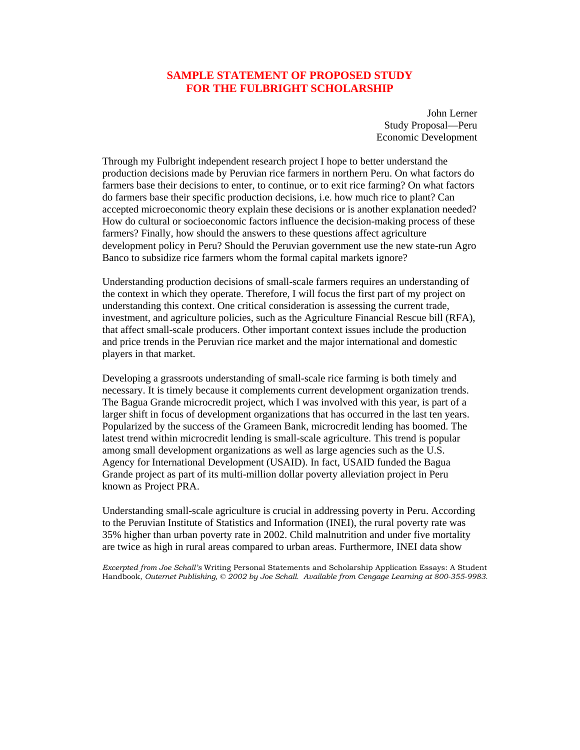# SAMPLE STATEMENT OF PROPOSED STUDY FOR THE FULBRIGHT SCHOLARSHIP

John Lerner
Study Proposal—Peru
Economic Development

Through my Fulbright independent research project I hope to better understand the production decisions made by Peruvian rice farmers in northern Peru. On what factors do farmers base their decisions to enter, to continue, or to exit rice farming? On what factors do farmers base their specific production decisions, i.e. how much rice to plant? Can accepted microeconomic theory explain these decisions or is another explanation needed? How do cultural or socioeconomic factors influence the decision-making process of these farmers? Finally, how should the answers to these questions affect agriculture development policy in Peru? Should the Peruvian government use the new state-run Agro Banco to subsidize rice farmers whom the formal capital markets ignore?

Understanding production decisions of small-scale farmers requires an understanding of the context in which they operate. Therefore, I will focus the first part of my project on understanding this context. One critical consideration is assessing the current trade, investment, and agriculture policies, such as the Agriculture Financial Rescue bill (RFA), that affect small-scale producers. Other important context issues include the production and price trends in the Peruvian rice market and the major international and domestic players in that market.

Developing a grassroots understanding of small-scale rice farming is both timely and necessary. It is timely because it complements current development organization trends. The Bagua Grande microcredit project, which I was involved with this year, is part of a larger shift in focus of development organizations that has occurred in the last ten years. Popularized by the success of the Grameen Bank, microcredit lending has boomed. The latest trend within microcredit lending is small-scale agriculture. This trend is popular among small development organizations as well as large agencies such as the U.S. Agency for International Development (USAID). In fact, USAID funded the Bagua Grande project as part of its multi-million dollar poverty alleviation project in Peru known as Project PRA.

Understanding small-scale agriculture is crucial in addressing poverty in Peru. According to the Peruvian Institute of Statistics and Information (INEI), the rural poverty rate was 35% higher than urban poverty rate in 2002. Child malnutrition and under five mortality are twice as high in rural areas compared to urban areas. Furthermore, INEI data show

*Excerpted from Joe Schall's* Writing Personal Statements and Scholarship Application Essays: A Student Handbook, *Outernet Publishing, © 2002 by Joe Schall. Available from Cengage Learning at 800-355-9983.*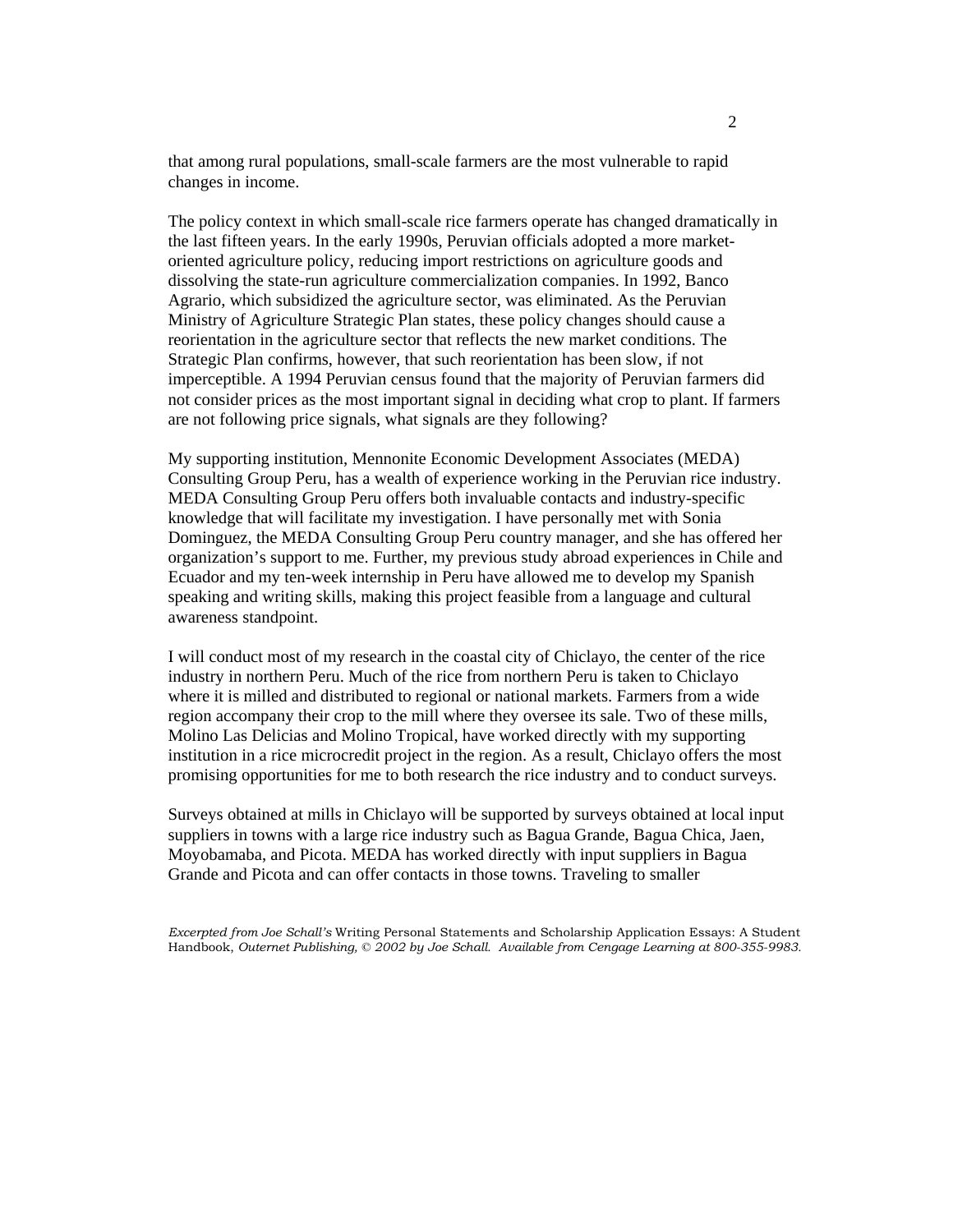that among rural populations, small-scale farmers are the most vulnerable to rapid changes in income.

The policy context in which small-scale rice farmers operate has changed dramatically in the last fifteen years. In the early 1990s, Peruvian officials adopted a more market-oriented agriculture policy, reducing import restrictions on agriculture goods and dissolving the state-run agriculture commercialization companies. In 1992, Banco Agrario, which subsidized the agriculture sector, was eliminated. As the Peruvian Ministry of Agriculture Strategic Plan states, these policy changes should cause a reorientation in the agriculture sector that reflects the new market conditions. The Strategic Plan confirms, however, that such reorientation has been slow, if not imperceptible. A 1994 Peruvian census found that the majority of Peruvian farmers did not consider prices as the most important signal in deciding what crop to plant. If farmers are not following price signals, what signals are they following?

My supporting institution, Mennonite Economic Development Associates (MEDA) Consulting Group Peru, has a wealth of experience working in the Peruvian rice industry. MEDA Consulting Group Peru offers both invaluable contacts and industry-specific knowledge that will facilitate my investigation. I have personally met with Sonia Dominguez, the MEDA Consulting Group Peru country manager, and she has offered her organization's support to me. Further, my previous study abroad experiences in Chile and Ecuador and my ten-week internship in Peru have allowed me to develop my Spanish speaking and writing skills, making this project feasible from a language and cultural awareness standpoint.

I will conduct most of my research in the coastal city of Chiclayo, the center of the rice industry in northern Peru. Much of the rice from northern Peru is taken to Chiclayo where it is milled and distributed to regional or national markets. Farmers from a wide region accompany their crop to the mill where they oversee its sale. Two of these mills, Molino Las Delicias and Molino Tropical, have worked directly with my supporting institution in a rice microcredit project in the region. As a result, Chiclayo offers the most promising opportunities for me to both research the rice industry and to conduct surveys.

Surveys obtained at mills in Chiclayo will be supported by surveys obtained at local input suppliers in towns with a large rice industry such as Bagua Grande, Bagua Chica, Jaen, Moyobamaba, and Picota. MEDA has worked directly with input suppliers in Bagua Grande and Picota and can offer contacts in those towns. Traveling to smaller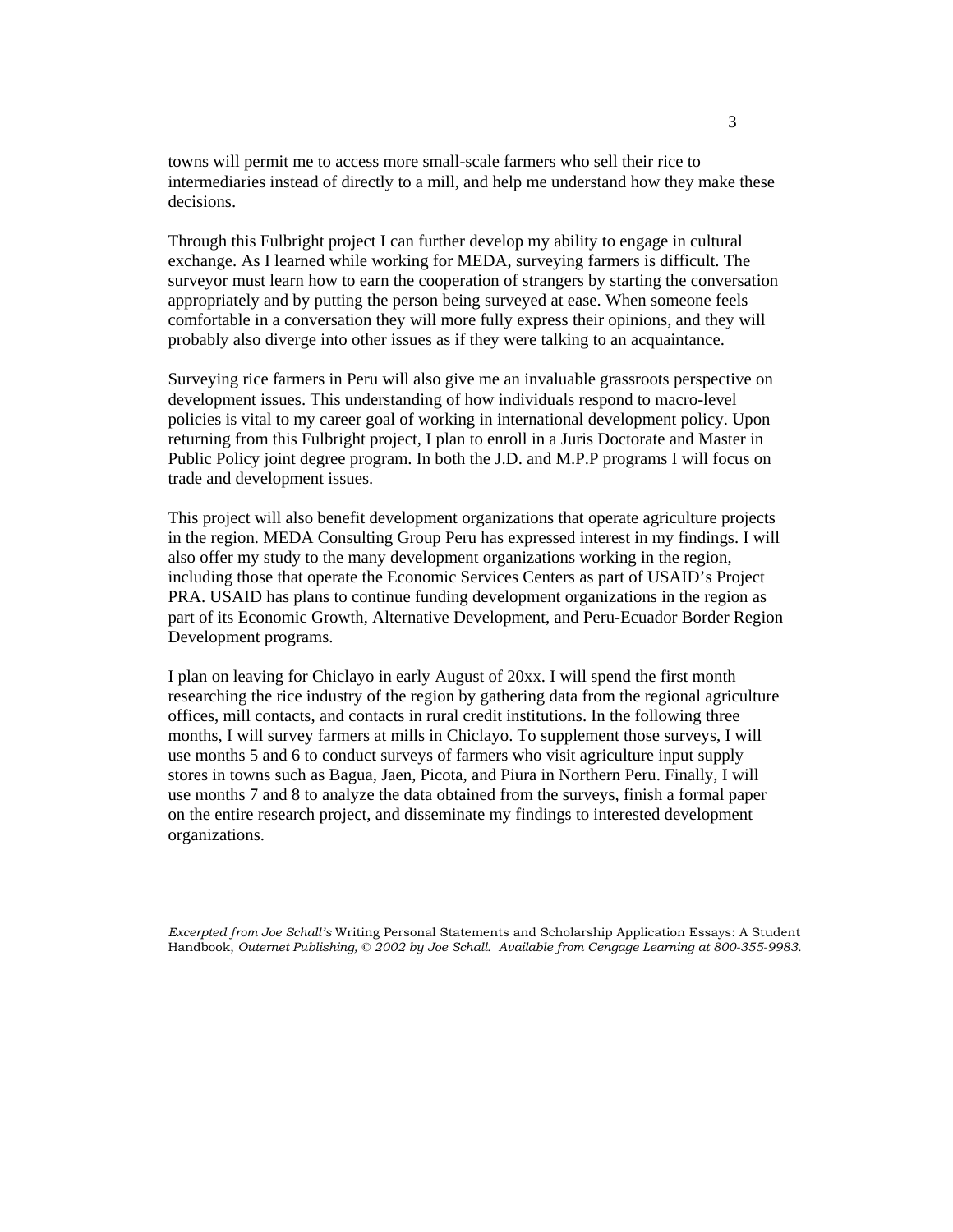towns will permit me to access more small-scale farmers who sell their rice to intermediaries instead of directly to a mill, and help me understand how they make these decisions.

Through this Fulbright project I can further develop my ability to engage in cultural exchange. As I learned while working for MEDA, surveying farmers is difficult. The surveyor must learn how to earn the cooperation of strangers by starting the conversation appropriately and by putting the person being surveyed at ease. When someone feels comfortable in a conversation they will more fully express their opinions, and they will probably also diverge into other issues as if they were talking to an acquaintance.

Surveying rice farmers in Peru will also give me an invaluable grassroots perspective on development issues. This understanding of how individuals respond to macro-level policies is vital to my career goal of working in international development policy. Upon returning from this Fulbright project, I plan to enroll in a Juris Doctorate and Master in Public Policy joint degree program. In both the J.D. and M.P.P programs I will focus on trade and development issues.

This project will also benefit development organizations that operate agriculture projects in the region. MEDA Consulting Group Peru has expressed interest in my findings. I will also offer my study to the many development organizations working in the region, including those that operate the Economic Services Centers as part of USAID's Project PRA. USAID has plans to continue funding development organizations in the region as part of its Economic Growth, Alternative Development, and Peru-Ecuador Border Region Development programs.

I plan on leaving for Chiclayo in early August of 20xx. I will spend the first month researching the rice industry of the region by gathering data from the regional agriculture offices, mill contacts, and contacts in rural credit institutions. In the following three months, I will survey farmers at mills in Chiclayo. To supplement those surveys, I will use months 5 and 6 to conduct surveys of farmers who visit agriculture input supply stores in towns such as Bagua, Jaen, Picota, and Piura in Northern Peru. Finally, I will use months 7 and 8 to analyze the data obtained from the surveys, finish a formal paper on the entire research project, and disseminate my findings to interested development organizations.

*Excerpted from Joe Schall's* Writing Personal Statements and Scholarship Application Essays: A Student Handbook, *Outernet Publishing, © 2002 by Joe Schall. Available from Cengage Learning at 800-355-9983.*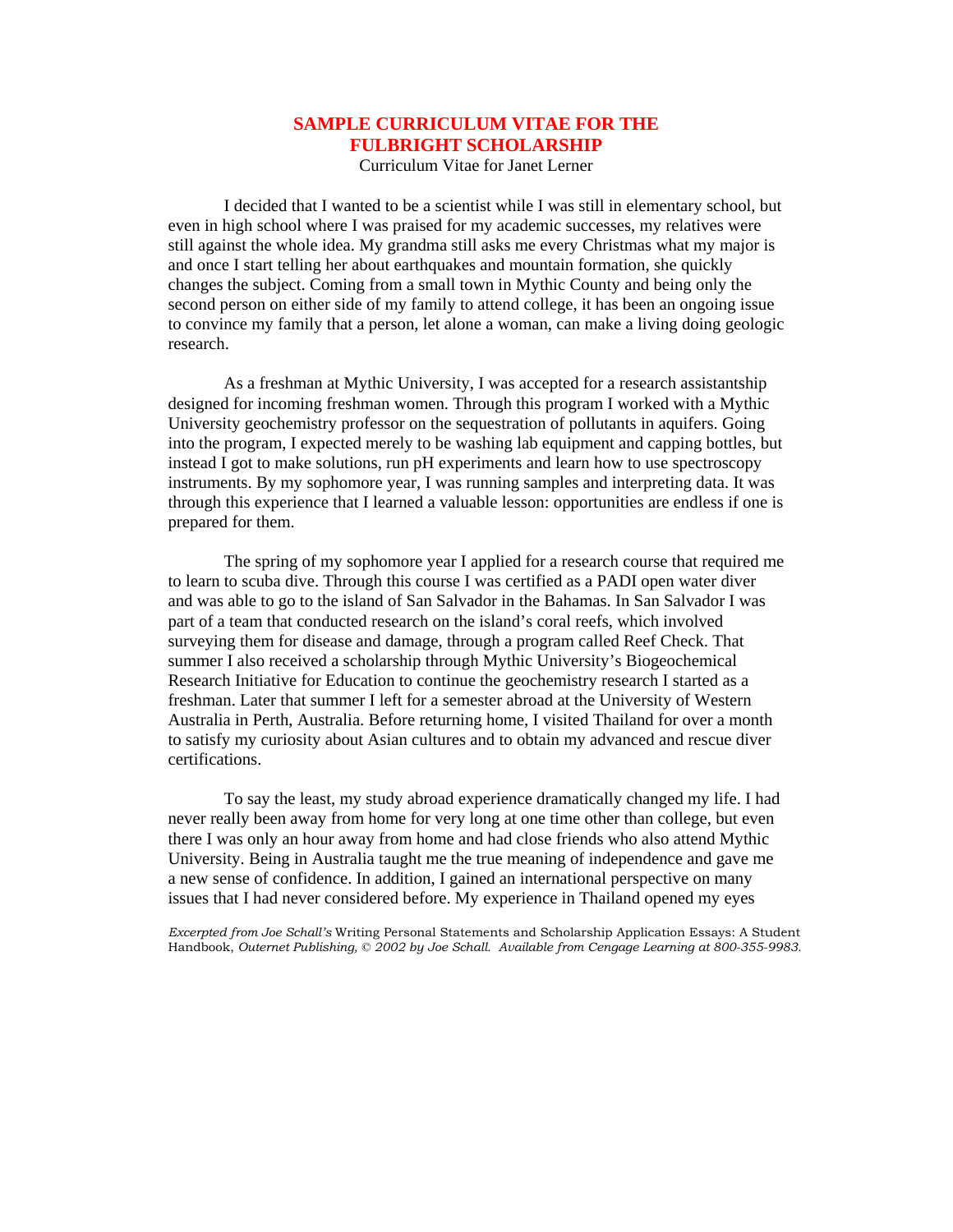# SAMPLE CURRICULUM VITAE FOR THE FULBRIGHT SCHOLARSHIP

Curriculum Vitae for Janet Lerner

I decided that I wanted to be a scientist while I was still in elementary school, but even in high school where I was praised for my academic successes, my relatives were still against the whole idea. My grandma still asks me every Christmas what my major is and once I start telling her about earthquakes and mountain formation, she quickly changes the subject. Coming from a small town in Mythic County and being only the second person on either side of my family to attend college, it has been an ongoing issue to convince my family that a person, let alone a woman, can make a living doing geologic research.

As a freshman at Mythic University, I was accepted for a research assistantship designed for incoming freshman women. Through this program I worked with a Mythic University geochemistry professor on the sequestration of pollutants in aquifers. Going into the program, I expected merely to be washing lab equipment and capping bottles, but instead I got to make solutions, run pH experiments and learn how to use spectroscopy instruments. By my sophomore year, I was running samples and interpreting data. It was through this experience that I learned a valuable lesson: opportunities are endless if one is prepared for them.

The spring of my sophomore year I applied for a research course that required me to learn to scuba dive. Through this course I was certified as a PADI open water diver and was able to go to the island of San Salvador in the Bahamas. In San Salvador I was part of a team that conducted research on the island's coral reefs, which involved surveying them for disease and damage, through a program called Reef Check. That summer I also received a scholarship through Mythic University's Biogeochemical Research Initiative for Education to continue the geochemistry research I started as a freshman. Later that summer I left for a semester abroad at the University of Western Australia in Perth, Australia. Before returning home, I visited Thailand for over a month to satisfy my curiosity about Asian cultures and to obtain my advanced and rescue diver certifications.

To say the least, my study abroad experience dramatically changed my life. I had never really been away from home for very long at one time other than college, but even there I was only an hour away from home and had close friends who also attend Mythic University. Being in Australia taught me the true meaning of independence and gave me a new sense of confidence. In addition, I gained an international perspective on many issues that I had never considered before. My experience in Thailand opened my eyes

*Excerpted from Joe Schall's* Writing Personal Statements and Scholarship Application Essays: A Student Handbook, *Outernet Publishing, © 2002 by Joe Schall. Available from Cengage Learning at 800-355-9983.*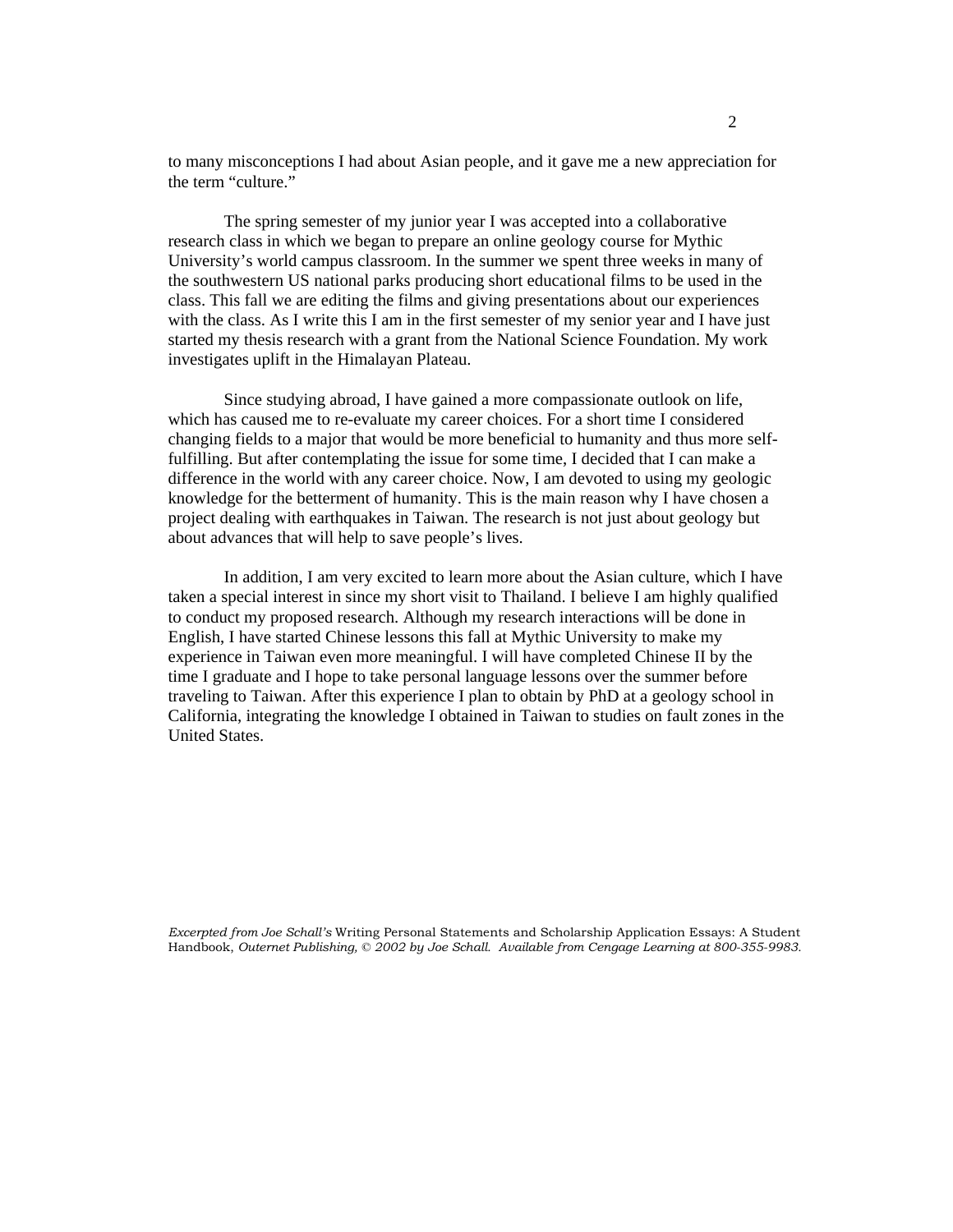to many misconceptions I had about Asian people, and it gave me a new appreciation for the term “culture.”

The spring semester of my junior year I was accepted into a collaborative research class in which we began to prepare an online geology course for Mythic University’s world campus classroom. In the summer we spent three weeks in many of the southwestern US national parks producing short educational films to be used in the class. This fall we are editing the films and giving presentations about our experiences with the class. As I write this I am in the first semester of my senior year and I have just started my thesis research with a grant from the National Science Foundation. My work investigates uplift in the Himalayan Plateau.

Since studying abroad, I have gained a more compassionate outlook on life, which has caused me to re-evaluate my career choices. For a short time I considered changing fields to a major that would be more beneficial to humanity and thus more self-fulfilling. But after contemplating the issue for some time, I decided that I can make a difference in the world with any career choice. Now, I am devoted to using my geologic knowledge for the betterment of humanity. This is the main reason why I have chosen a project dealing with earthquakes in Taiwan. The research is not just about geology but about advances that will help to save people’s lives.

In addition, I am very excited to learn more about the Asian culture, which I have taken a special interest in since my short visit to Thailand. I believe I am highly qualified to conduct my proposed research. Although my research interactions will be done in English, I have started Chinese lessons this fall at Mythic University to make my experience in Taiwan even more meaningful. I will have completed Chinese II by the time I graduate and I hope to take personal language lessons over the summer before traveling to Taiwan. After this experience I plan to obtain by PhD at a geology school in California, integrating the knowledge I obtained in Taiwan to studies on fault zones in the United States.

*Excerpted from Joe Schall’s* Writing Personal Statements and Scholarship Application Essays: A Student Handbook, *Outernet Publishing, © 2002 by Joe Schall. Available from Cengage Learning at 800-355-9983.*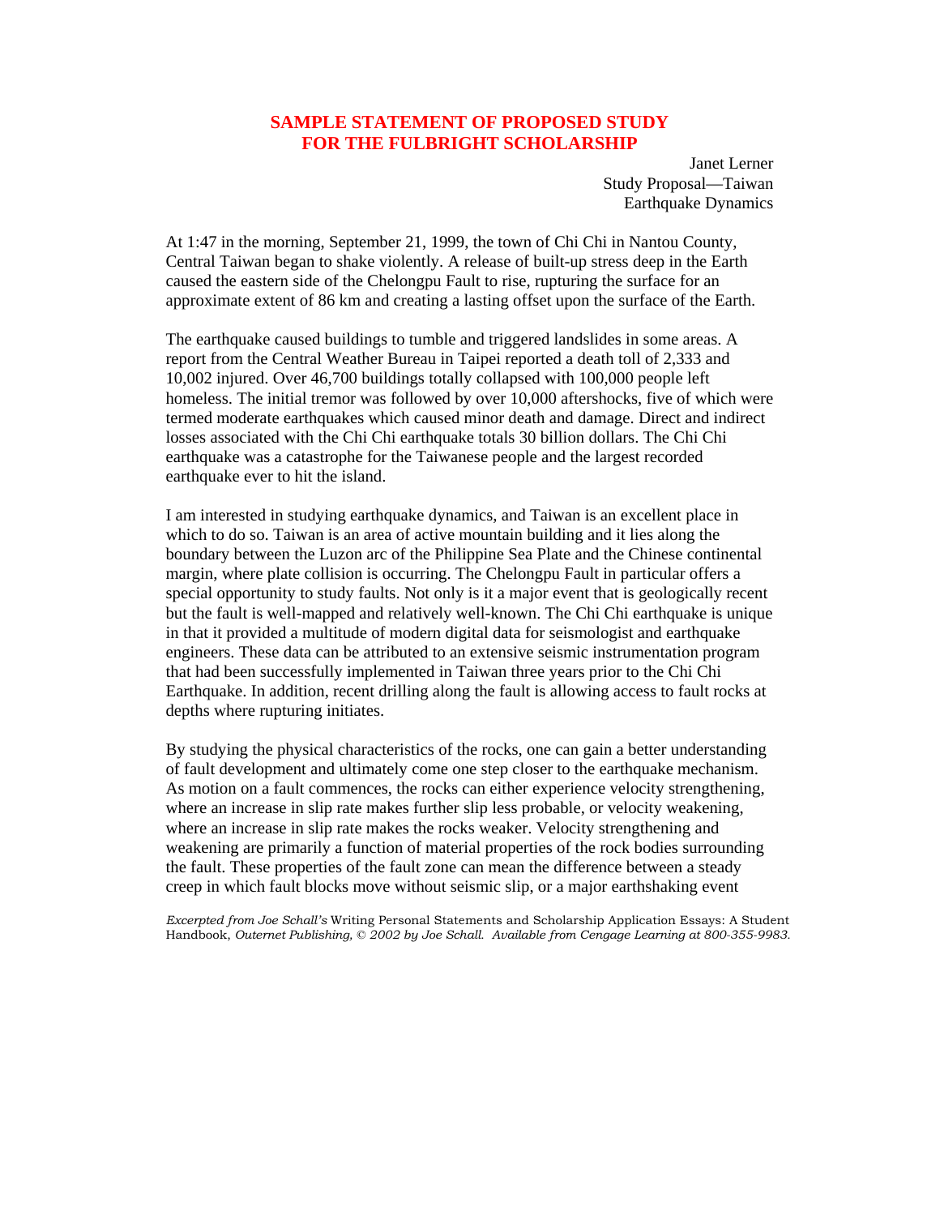## SAMPLE STATEMENT OF PROPOSED STUDY FOR THE FULBRIGHT SCHOLARSHIP

Janet Lerner
Study Proposal—Taiwan
Earthquake Dynamics

At 1:47 in the morning, September 21, 1999, the town of Chi Chi in Nantou County, Central Taiwan began to shake violently. A release of built-up stress deep in the Earth caused the eastern side of the Chelongpu Fault to rise, rupturing the surface for an approximate extent of 86 km and creating a lasting offset upon the surface of the Earth.

The earthquake caused buildings to tumble and triggered landslides in some areas. A report from the Central Weather Bureau in Taipei reported a death toll of 2,333 and 10,002 injured. Over 46,700 buildings totally collapsed with 100,000 people left homeless. The initial tremor was followed by over 10,000 aftershocks, five of which were termed moderate earthquakes which caused minor death and damage. Direct and indirect losses associated with the Chi Chi earthquake totals 30 billion dollars. The Chi Chi earthquake was a catastrophe for the Taiwanese people and the largest recorded earthquake ever to hit the island.

I am interested in studying earthquake dynamics, and Taiwan is an excellent place in which to do so. Taiwan is an area of active mountain building and it lies along the boundary between the Luzon arc of the Philippine Sea Plate and the Chinese continental margin, where plate collision is occurring. The Chelongpu Fault in particular offers a special opportunity to study faults. Not only is it a major event that is geologically recent but the fault is well-mapped and relatively well-known. The Chi Chi earthquake is unique in that it provided a multitude of modern digital data for seismologist and earthquake engineers. These data can be attributed to an extensive seismic instrumentation program that had been successfully implemented in Taiwan three years prior to the Chi Chi Earthquake. In addition, recent drilling along the fault is allowing access to fault rocks at depths where rupturing initiates.

By studying the physical characteristics of the rocks, one can gain a better understanding of fault development and ultimately come one step closer to the earthquake mechanism. As motion on a fault commences, the rocks can either experience velocity strengthening, where an increase in slip rate makes further slip less probable, or velocity weakening, where an increase in slip rate makes the rocks weaker. Velocity strengthening and weakening are primarily a function of material properties of the rock bodies surrounding the fault. These properties of the fault zone can mean the difference between a steady creep in which fault blocks move without seismic slip, or a major earthshaking event

*Excerpted from Joe Schall's* Writing Personal Statements and Scholarship Application Essays: A Student Handbook, *Outernet Publishing, © 2002 by Joe Schall. Available from Cengage Learning at 800-355-9983.*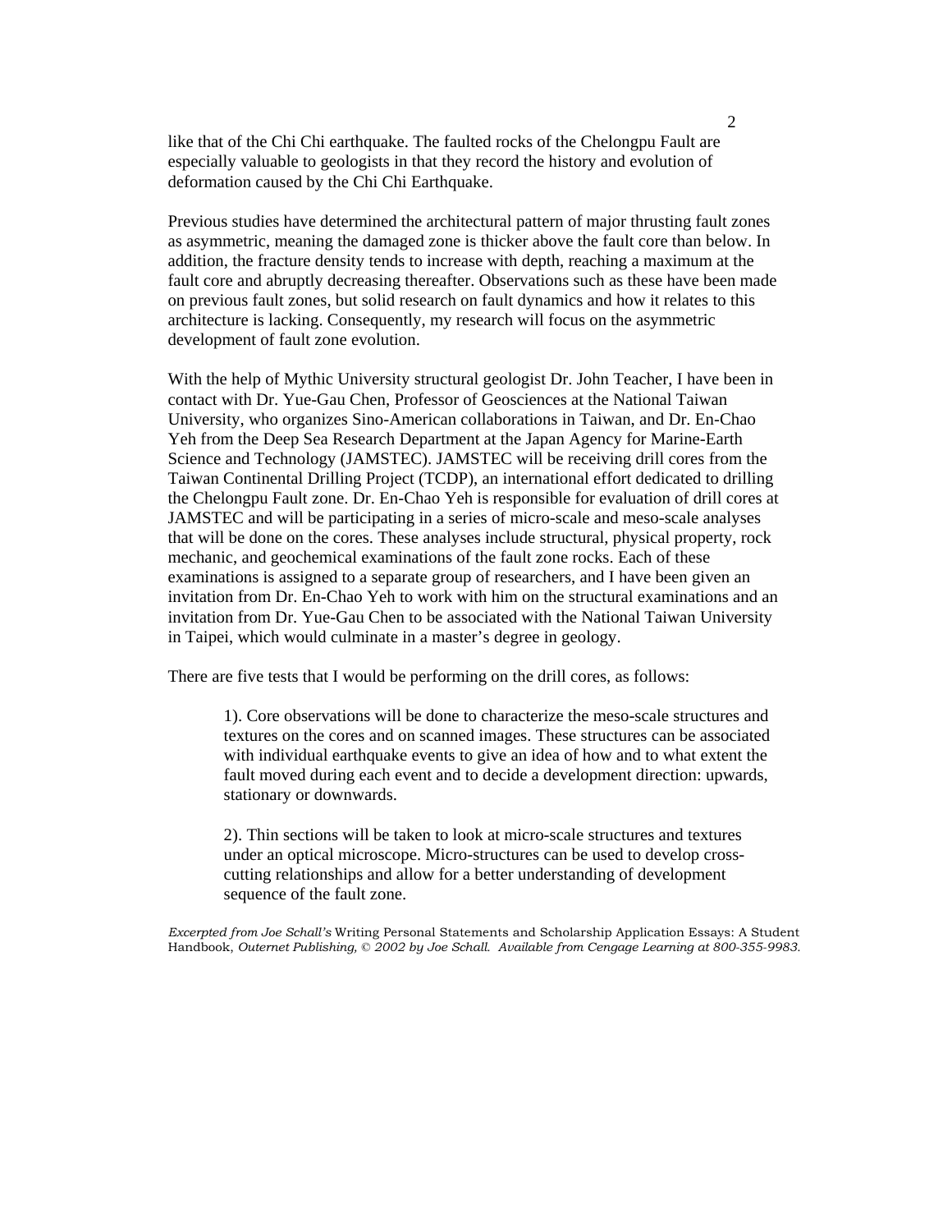like that of the Chi Chi earthquake. The faulted rocks of the Chelongpu Fault are especially valuable to geologists in that they record the history and evolution of deformation caused by the Chi Chi Earthquake.

Previous studies have determined the architectural pattern of major thrusting fault zones as asymmetric, meaning the damaged zone is thicker above the fault core than below. In addition, the fracture density tends to increase with depth, reaching a maximum at the fault core and abruptly decreasing thereafter. Observations such as these have been made on previous fault zones, but solid research on fault dynamics and how it relates to this architecture is lacking. Consequently, my research will focus on the asymmetric development of fault zone evolution.

With the help of Mythic University structural geologist Dr. John Teacher, I have been in contact with Dr. Yue-Gau Chen, Professor of Geosciences at the National Taiwan University, who organizes Sino-American collaborations in Taiwan, and Dr. En-Chao Yeh from the Deep Sea Research Department at the Japan Agency for Marine-Earth Science and Technology (JAMSTEC). JAMSTEC will be receiving drill cores from the Taiwan Continental Drilling Project (TCDP), an international effort dedicated to drilling the Chelongpu Fault zone. Dr. En-Chao Yeh is responsible for evaluation of drill cores at JAMSTEC and will be participating in a series of micro-scale and meso-scale analyses that will be done on the cores. These analyses include structural, physical property, rock mechanic, and geochemical examinations of the fault zone rocks. Each of these examinations is assigned to a separate group of researchers, and I have been given an invitation from Dr. En-Chao Yeh to work with him on the structural examinations and an invitation from Dr. Yue-Gau Chen to be associated with the National Taiwan University in Taipei, which would culminate in a master's degree in geology.

There are five tests that I would be performing on the drill cores, as follows:

> 1). Core observations will be done to characterize the meso-scale structures and textures on the cores and on scanned images. These structures can be associated with individual earthquake events to give an idea of how and to what extent the fault moved during each event and to decide a development direction: upwards, stationary or downwards.
>
> 2). Thin sections will be taken to look at micro-scale structures and textures under an optical microscope. Micro-structures can be used to develop cross-cutting relationships and allow for a better understanding of development sequence of the fault zone.

*Excerpted from Joe Schall's* Writing Personal Statements and Scholarship Application Essays: A Student Handbook, *Outernet Publishing, © 2002 by Joe Schall. Available from Cengage Learning at 800-355-9983.*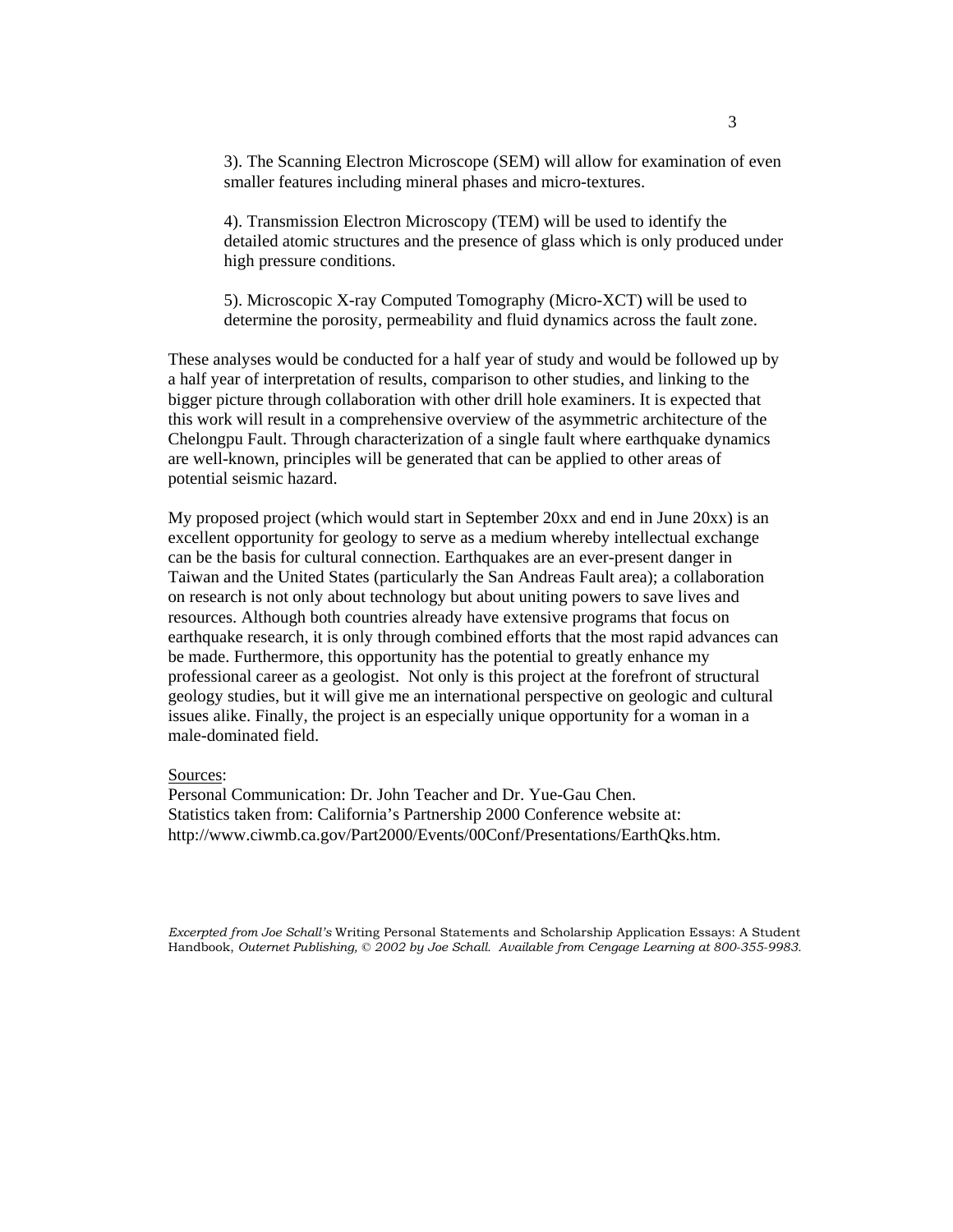3). The Scanning Electron Microscope (SEM) will allow for examination of even smaller features including mineral phases and micro-textures.

4). Transmission Electron Microscopy (TEM) will be used to identify the detailed atomic structures and the presence of glass which is only produced under high pressure conditions.

5). Microscopic X-ray Computed Tomography (Micro-XCT) will be used to determine the porosity, permeability and fluid dynamics across the fault zone.

These analyses would be conducted for a half year of study and would be followed up by a half year of interpretation of results, comparison to other studies, and linking to the bigger picture through collaboration with other drill hole examiners. It is expected that this work will result in a comprehensive overview of the asymmetric architecture of the Chelongpu Fault. Through characterization of a single fault where earthquake dynamics are well-known, principles will be generated that can be applied to other areas of potential seismic hazard.

My proposed project (which would start in September 20xx and end in June 20xx) is an excellent opportunity for geology to serve as a medium whereby intellectual exchange can be the basis for cultural connection. Earthquakes are an ever-present danger in Taiwan and the United States (particularly the San Andreas Fault area); a collaboration on research is not only about technology but about uniting powers to save lives and resources. Although both countries already have extensive programs that focus on earthquake research, it is only through combined efforts that the most rapid advances can be made. Furthermore, this opportunity has the potential to greatly enhance my professional career as a geologist. Not only is this project at the forefront of structural geology studies, but it will give me an international perspective on geologic and cultural issues alike. Finally, the project is an especially unique opportunity for a woman in a male-dominated field.

Sources:
Personal Communication: Dr. John Teacher and Dr. Yue-Gau Chen.
Statistics taken from: California's Partnership 2000 Conference website at:
http://www.ciwmb.ca.gov/Part2000/Events/00Conf/Presentations/EarthQks.htm.

*Excerpted from Joe Schall's* Writing Personal Statements and Scholarship Application Essays: A Student Handbook, *Outernet Publishing, © 2002 by Joe Schall. Available from Cengage Learning at 800-355-9983.*